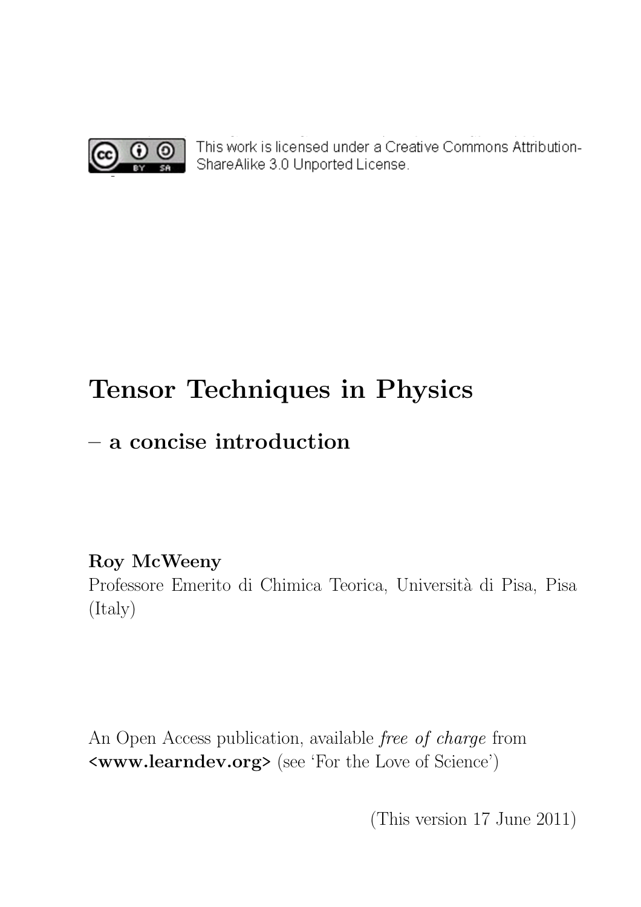This work is licensed under a Creative Commons Attribution-ShareAlike 3.0 Unported License.

# Tensor Techniques in Physics

## – a concise introduction

**Roy McWeeny**
Professore Emerito di Chimica Teorica, Università di Pisa, Pisa (Italy)

An Open Access publication, available *free of charge* from **<www.learndev.org>** (see 'For the Love of Science')

(This version 17 June 2011)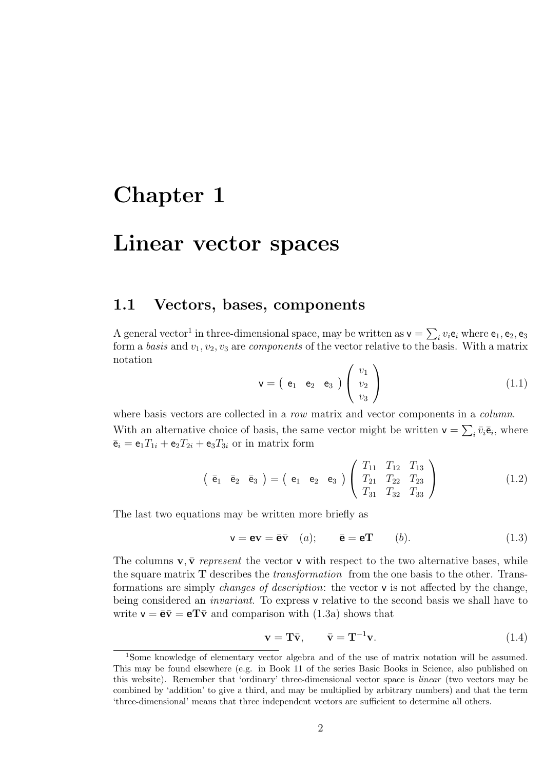# Chapter 1

# Linear vector spaces

## 1.1 Vectors, bases, components

A general vector[1] in three-dimensional space, may be written as $\mathsf{v} = \sum_i v_i \mathsf{e}_i$ where $\mathsf{e}_1, \mathsf{e}_2, \mathsf{e}_3$ form a *basis* and $v_1, v_2, v_3$ are *components* of the vector relative to the basis. With a matrix notation

$$\mathsf{v} = \begin{pmatrix} \mathsf{e}_1 & \mathsf{e}_2 & \mathsf{e}_3 \end{pmatrix} \begin{pmatrix} v_1 \\ v_2 \\ v_3 \end{pmatrix} \tag{1.1}$$

where basis vectors are collected in a *row* matrix and vector components in a *column*.

With an alternative choice of basis, the same vector might be written $\mathsf{v} = \sum_i \bar{v}_i \bar{\mathsf{e}}_i$, where $\bar{\mathsf{e}}_i = \mathsf{e}_1 T_{1i} + \mathsf{e}_2 T_{2i} + \mathsf{e}_3 T_{3i}$ or in matrix form

$$\begin{pmatrix} \bar{\mathsf{e}}_1 & \bar{\mathsf{e}}_2 & \bar{\mathsf{e}}_3 \end{pmatrix} = \begin{pmatrix} \mathsf{e}_1 & \mathsf{e}_2 & \mathsf{e}_3 \end{pmatrix} \begin{pmatrix} T_{11} & T_{12} & T_{13} \\ T_{21} & T_{22} & T_{23} \\ T_{31} & T_{32} & T_{33} \end{pmatrix} \tag{1.2}$$

The last two equations may be written more briefly as

$$\mathsf{v} = \mathbf{e}\mathbf{v} = \bar{\mathbf{e}}\bar{\mathbf{v}} \quad (a); \qquad \bar{\mathbf{e}} = \mathbf{e}\mathbf{T} \qquad (b). \tag{1.3}$$

The columns $\mathbf{v}, \bar{\mathbf{v}}$ *represent* the vector $\mathsf{v}$ with respect to the two alternative bases, while the square matrix $\mathbf{T}$ describes the *transformation* from the one basis to the other. Transformations are simply *changes of description*: the vector $\mathsf{v}$ is not affected by the change, being considered an *invariant*. To express $\mathsf{v}$ relative to the second basis we shall have to write $\mathsf{v} = \bar{\mathbf{e}}\bar{\mathbf{v}} = \mathbf{e}\mathbf{T}\bar{\mathbf{v}}$ and comparison with (1.3a) shows that

$$\mathbf{v} = \mathbf{T}\bar{\mathbf{v}}, \qquad \bar{\mathbf{v}} = \mathbf{T}^{-1}\mathbf{v}. \tag{1.4}$$

---

[1] Some knowledge of elementary vector algebra and of the use of matrix notation will be assumed. This may be found elsewhere (e.g. in Book 11 of the series Basic Books in Science, also published on this website). Remember that 'ordinary' three-dimensional vector space is *linear* (two vectors may be combined by 'addition' to give a third, and may be multiplied by arbitrary numbers) and that the term 'three-dimensional' means that three independent vectors are sufficient to determine all others.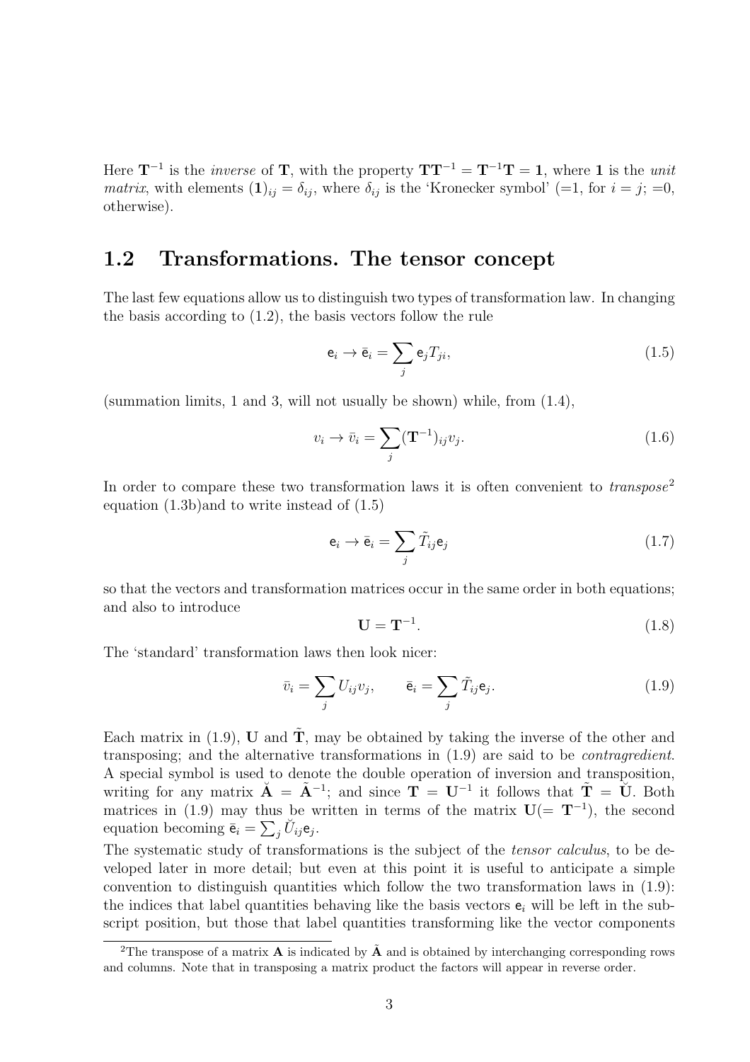Here $\mathbf{T}^{-1}$ is the *inverse* of $\mathbf{T}$, with the property $\mathbf{T}\mathbf{T}^{-1} = \mathbf{T}^{-1}\mathbf{T} = \mathbf{1}$, where $\mathbf{1}$ is the *unit matrix*, with elements $(\mathbf{1})_{ij} = \delta_{ij}$, where $\delta_{ij}$ is the 'Kronecker symbol' (=1, for $i = j$; =0, otherwise).

## 1.2 Transformations. The tensor concept

The last few equations allow us to distinguish two types of transformation law. In changing the basis according to (1.2), the basis vectors follow the rule

$$\mathsf{e}_i \rightarrow \bar{\mathsf{e}}_i = \sum_j \mathsf{e}_j T_{ji}, \tag{1.5}$$

(summation limits, 1 and 3, will not usually be shown) while, from (1.4),

$$v_i \rightarrow \bar{v}_i = \sum_j (\mathbf{T}^{-1})_{ij} v_j. \tag{1.6}$$

In order to compare these two transformation laws it is often convenient to *transpose*[2] equation (1.3b)and to write instead of (1.5)

$$\mathsf{e}_i \rightarrow \bar{\mathsf{e}}_i = \sum_j \tilde{T}_{ij} \mathsf{e}_j \tag{1.7}$$

so that the vectors and transformation matrices occur in the same order in both equations; and also to introduce

$$\mathbf{U} = \mathbf{T}^{-1}. \tag{1.8}$$

The 'standard' transformation laws then look nicer:

$$\bar{v}_i = \sum_j U_{ij} v_j, \qquad \bar{\mathsf{e}}_i = \sum_j \tilde{T}_{ij} \mathsf{e}_j. \tag{1.9}$$

Each matrix in (1.9), $\mathbf{U}$ and $\tilde{\mathbf{T}}$, may be obtained by taking the inverse of the other and transposing; and the alternative transformations in (1.9) are said to be *contragredient*. A special symbol is used to denote the double operation of inversion and transposition, writing for any matrix $\breve{\mathbf{A}} = \tilde{\mathbf{A}}^{-1}$; and since $\mathbf{T} = \mathbf{U}^{-1}$ it follows that $\tilde{\mathbf{T}} = \breve{\mathbf{U}}$. Both matrices in (1.9) may thus be written in terms of the matrix $\mathbf{U}(= \mathbf{T}^{-1})$, the second equation becoming $\bar{\mathsf{e}}_i = \sum_j \breve{U}_{ij} \mathsf{e}_j$.

The systematic study of transformations is the subject of the *tensor calculus*, to be developed later in more detail; but even at this point it is useful to anticipate a simple convention to distinguish quantities which follow the two transformation laws in (1.9): the indices that label quantities behaving like the basis vectors $\mathsf{e}_i$ will be left in the subscript position, but those that label quantities transforming like the vector components

[2] The transpose of a matrix $\mathbf{A}$ is indicated by $\tilde{\mathbf{A}}$ and is obtained by interchanging corresponding rows and columns. Note that in transposing a matrix product the factors will appear in reverse order.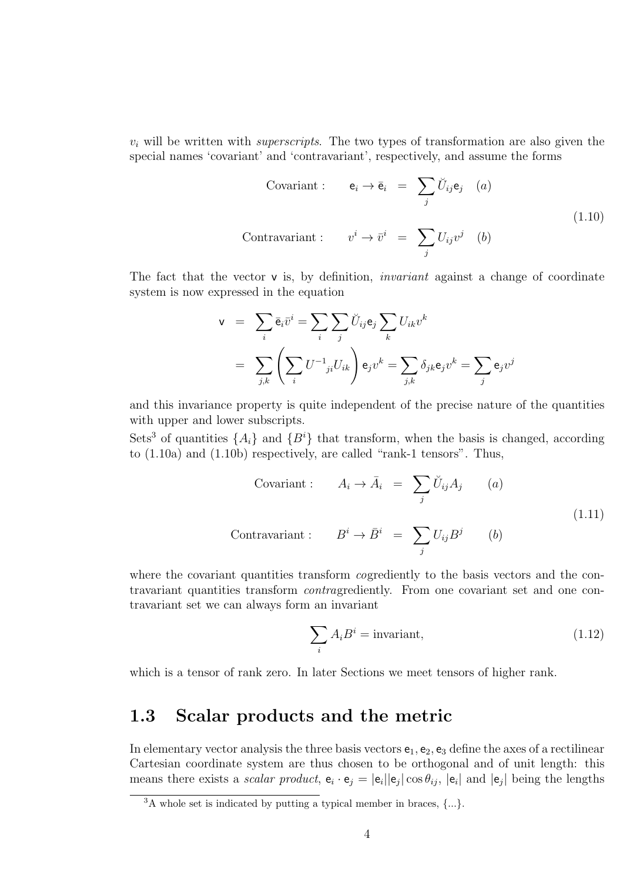$v_i$ will be written with *superscripts*. The two types of transformation are also given the special names 'covariant' and 'contravariant', respectively, and assume the forms

$$
\begin{aligned}
\text{Covariant :} \qquad \mathsf{e}_i \to \bar{\mathsf{e}}_i &= \sum_j \breve{U}_{ij} \mathsf{e}_j \quad (a) \\
\text{Contravariant :} \qquad v^i \to \bar{v}^i &= \sum_j U_{ij} v^j \quad (b)
\end{aligned}
\tag{1.10}
$$

The fact that the vector $\mathsf{v}$ is, by definition, *invariant* against a change of coordinate system is now expressed in the equation

$$
\begin{aligned}
\mathsf{v} &= \sum_i \bar{\mathsf{e}}_i \bar{v}^i = \sum_i \sum_j \breve{U}_{ij} \mathsf{e}_j \sum_k U_{ik} v^k \\
&= \sum_{j,k} \left( \sum_i {U^{-1}}_{ji} U_{ik} \right) \mathsf{e}_j v^k = \sum_{j,k} \delta_{jk} \mathsf{e}_j v^k = \sum_j \mathsf{e}_j v^j
\end{aligned}
$$

and this invariance property is quite independent of the precise nature of the quantities with upper and lower subscripts.

Sets[3] of quantities $\{A_i\}$ and $\{B^i\}$ that transform, when the basis is changed, according to (1.10a) and (1.10b) respectively, are called "rank-1 tensors". Thus,

$$
\begin{aligned}
\text{Covariant :} \qquad A_i \to \bar{A}_i &= \sum_j \breve{U}_{ij} A_j \qquad (a) \\
\text{Contravariant :} \qquad B^i \to \bar{B}^i &= \sum_j U_{ij} B^j \qquad (b)
\end{aligned}
\tag{1.11}
$$

where the covariant quantities transform *co*grediently to the basis vectors and the contravariant quantities transform *contra*grediently. From one covariant set and one contravariant set we can always form an invariant

$$
\sum_i A_i B^i = \text{invariant}, \tag{1.12}
$$

which is a tensor of rank zero. In later Sections we meet tensors of higher rank.

## 1.3 Scalar products and the metric

In elementary vector analysis the three basis vectors $\mathsf{e}_1, \mathsf{e}_2, \mathsf{e}_3$ define the axes of a rectilinear Cartesian coordinate system are thus chosen to be orthogonal and of unit length: this means there exists a *scalar product*, $\mathsf{e}_i \cdot \mathsf{e}_j = |\mathsf{e}_i||\mathsf{e}_j| \cos\theta_{ij}$, $|\mathsf{e}_i|$ and $|\mathsf{e}_j|$ being the lengths

[3] A whole set is indicated by putting a typical member in braces, {...}.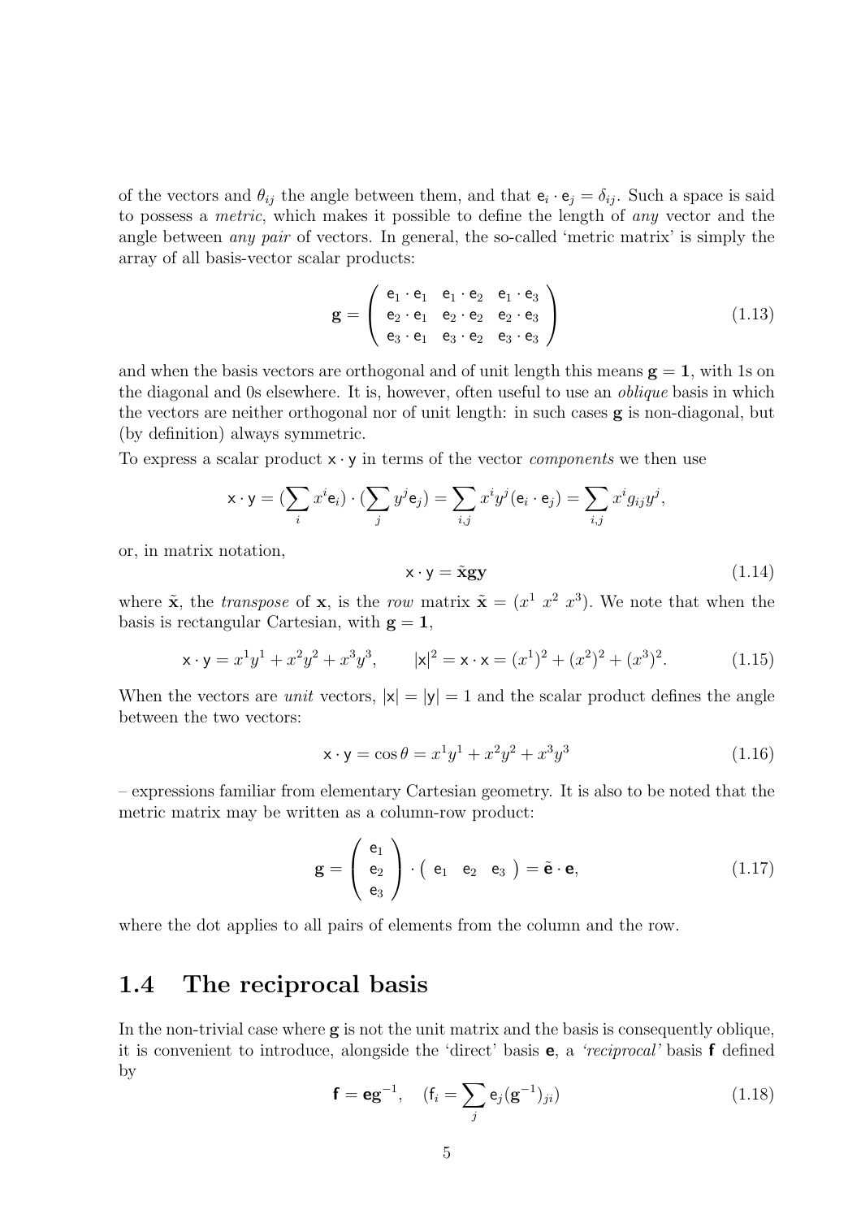of the vectors and $\theta_{ij}$ the angle between them, and that $\mathsf{e}_i \cdot \mathsf{e}_j = \delta_{ij}$. Such a space is said to possess a *metric*, which makes it possible to define the length of *any* vector and the angle between *any pair* of vectors. In general, the so-called 'metric matrix' is simply the array of all basis-vector scalar products:

$$\mathbf{g} = \begin{pmatrix} \mathsf{e}_1 \cdot \mathsf{e}_1 & \mathsf{e}_1 \cdot \mathsf{e}_2 & \mathsf{e}_1 \cdot \mathsf{e}_3 \\ \mathsf{e}_2 \cdot \mathsf{e}_1 & \mathsf{e}_2 \cdot \mathsf{e}_2 & \mathsf{e}_2 \cdot \mathsf{e}_3 \\ \mathsf{e}_3 \cdot \mathsf{e}_1 & \mathsf{e}_3 \cdot \mathsf{e}_2 & \mathsf{e}_3 \cdot \mathsf{e}_3 \end{pmatrix} \tag{1.13}$$

and when the basis vectors are orthogonal and of unit length this means $\mathbf{g} = \mathbf{1}$, with 1s on the diagonal and 0s elsewhere. It is, however, often useful to use an *oblique* basis in which the vectors are neither orthogonal nor of unit length: in such cases $\mathbf{g}$ is non-diagonal, but (by definition) always symmetric.

To express a scalar product $\mathsf{x} \cdot \mathsf{y}$ in terms of the vector *components* we then use

$$\mathsf{x} \cdot \mathsf{y} = (\sum_i x^i \mathsf{e}_i) \cdot (\sum_j y^j \mathsf{e}_j) = \sum_{i,j} x^i y^j (\mathsf{e}_i \cdot \mathsf{e}_j) = \sum_{i,j} x^i g_{ij} y^j,$$

or, in matrix notation,

$$\mathsf{x} \cdot \mathsf{y} = \tilde{\mathbf{x}} \mathbf{g} \mathbf{y} \tag{1.14}$$

where $\tilde{\mathbf{x}}$, the *transpose* of $\mathbf{x}$, is the *row* matrix $\tilde{\mathbf{x}} = (x^1 \ x^2 \ x^3)$. We note that when the basis is rectangular Cartesian, with $\mathbf{g} = \mathbf{1}$,

$$\mathsf{x} \cdot \mathsf{y} = x^1 y^1 + x^2 y^2 + x^3 y^3, \qquad |\mathsf{x}|^2 = \mathsf{x} \cdot \mathsf{x} = (x^1)^2 + (x^2)^2 + (x^3)^2. \tag{1.15}$$

When the vectors are *unit* vectors, $|\mathsf{x}| = |\mathsf{y}| = 1$ and the scalar product defines the angle between the two vectors:

$$\mathsf{x} \cdot \mathsf{y} = \cos\theta = x^1 y^1 + x^2 y^2 + x^3 y^3 \tag{1.16}$$

– expressions familiar from elementary Cartesian geometry. It is also to be noted that the metric matrix may be written as a column-row product:

$$\mathbf{g} = \begin{pmatrix} \mathsf{e}_1 \\ \mathsf{e}_2 \\ \mathsf{e}_3 \end{pmatrix} \cdot \begin{pmatrix} \mathsf{e}_1 & \mathsf{e}_2 & \mathsf{e}_3 \end{pmatrix} = \tilde{\mathbf{e}} \cdot \mathbf{e}, \tag{1.17}$$

where the dot applies to all pairs of elements from the column and the row.

## 1.4 The reciprocal basis

In the non-trivial case where $\mathbf{g}$ is not the unit matrix and the basis is consequently oblique, it is convenient to introduce, alongside the 'direct' basis $\mathbf{e}$, a *'reciprocal'* basis $\mathbf{f}$ defined by

$$\mathbf{f} = \mathbf{e}\mathbf{g}^{-1}, \quad (\mathsf{f}_i = \sum_j \mathsf{e}_j (\mathbf{g}^{-1})_{ji}) \tag{1.18}$$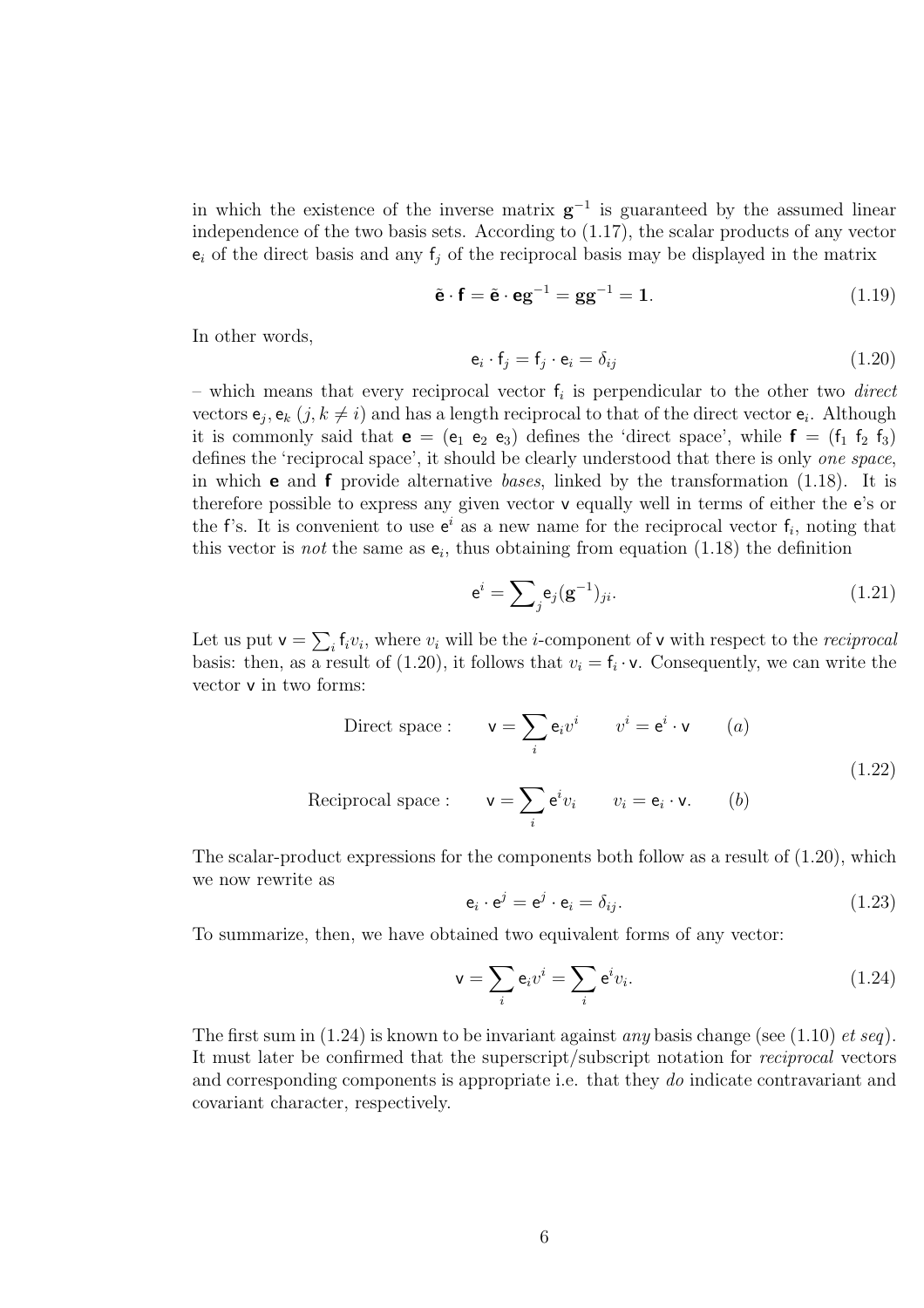in which the existence of the inverse matrix $\mathbf{g}^{-1}$ is guaranteed by the assumed linear independence of the two basis sets. According to (1.17), the scalar products of any vector $\mathsf{e}_i$ of the direct basis and any $\mathsf{f}_j$ of the reciprocal basis may be displayed in the matrix

$$\tilde{\mathbf{e}} \cdot \mathbf{f} = \tilde{\mathbf{e}} \cdot \mathbf{e}\mathbf{g}^{-1} = \mathbf{g}\mathbf{g}^{-1} = \mathbf{1}. \tag{1.19}$$

In other words,

$$\mathsf{e}_i \cdot \mathsf{f}_j = \mathsf{f}_j \cdot \mathsf{e}_i = \delta_{ij} \tag{1.20}$$

– which means that every reciprocal vector $\mathsf{f}_i$ is perpendicular to the other two *direct* vectors $\mathsf{e}_j, \mathsf{e}_k$ $(j, k \neq i)$ and has a length reciprocal to that of the direct vector $\mathsf{e}_i$. Although it is commonly said that $\mathbf{e} = (\mathsf{e}_1\ \mathsf{e}_2\ \mathsf{e}_3)$ defines the 'direct space', while $\mathbf{f} = (\mathsf{f}_1\ \mathsf{f}_2\ \mathsf{f}_3)$ defines the 'reciprocal space', it should be clearly understood that there is only *one space*, in which $\mathbf{e}$ and $\mathbf{f}$ provide alternative *bases*, linked by the transformation (1.18). It is therefore possible to express any given vector $\mathsf{v}$ equally well in terms of either the $\mathsf{e}$'s or the $\mathsf{f}$'s. It is convenient to use $\mathsf{e}^i$ as a new name for the reciprocal vector $\mathsf{f}_i$, noting that this vector is *not* the same as $\mathsf{e}_i$, thus obtaining from equation (1.18) the definition

$$\mathsf{e}^i = \sum\nolimits_j \mathsf{e}_j (\mathbf{g}^{-1})_{ji}. \tag{1.21}$$

Let us put $\mathsf{v} = \sum_i \mathsf{f}_i v_i$, where $v_i$ will be the $i$-component of $\mathsf{v}$ with respect to the *reciprocal* basis: then, as a result of (1.20), it follows that $v_i = \mathsf{f}_i \cdot \mathsf{v}$. Consequently, we can write the vector $\mathsf{v}$ in two forms:

$$\begin{aligned} &\text{Direct space :} \qquad \mathsf{v} = \sum_i \mathsf{e}_i v^i \qquad v^i = \mathsf{e}^i \cdot \mathsf{v} \qquad (a) \\ &\text{Reciprocal space :} \qquad \mathsf{v} = \sum_i \mathsf{e}^i v_i \qquad v_i = \mathsf{e}_i \cdot \mathsf{v}. \qquad (b) \end{aligned} \tag{1.22}$$

The scalar-product expressions for the components both follow as a result of (1.20), which we now rewrite as

$$\mathsf{e}_i \cdot \mathsf{e}^j = \mathsf{e}^j \cdot \mathsf{e}_i = \delta_{ij}. \tag{1.23}$$

To summarize, then, we have obtained two equivalent forms of any vector:

$$\mathsf{v} = \sum_i \mathsf{e}_i v^i = \sum_i \mathsf{e}^i v_i. \tag{1.24}$$

The first sum in (1.24) is known to be invariant against *any* basis change (see (1.10) *et seq*). It must later be confirmed that the superscript/subscript notation for *reciprocal* vectors and corresponding components is appropriate i.e. that they *do* indicate contravariant and covariant character, respectively.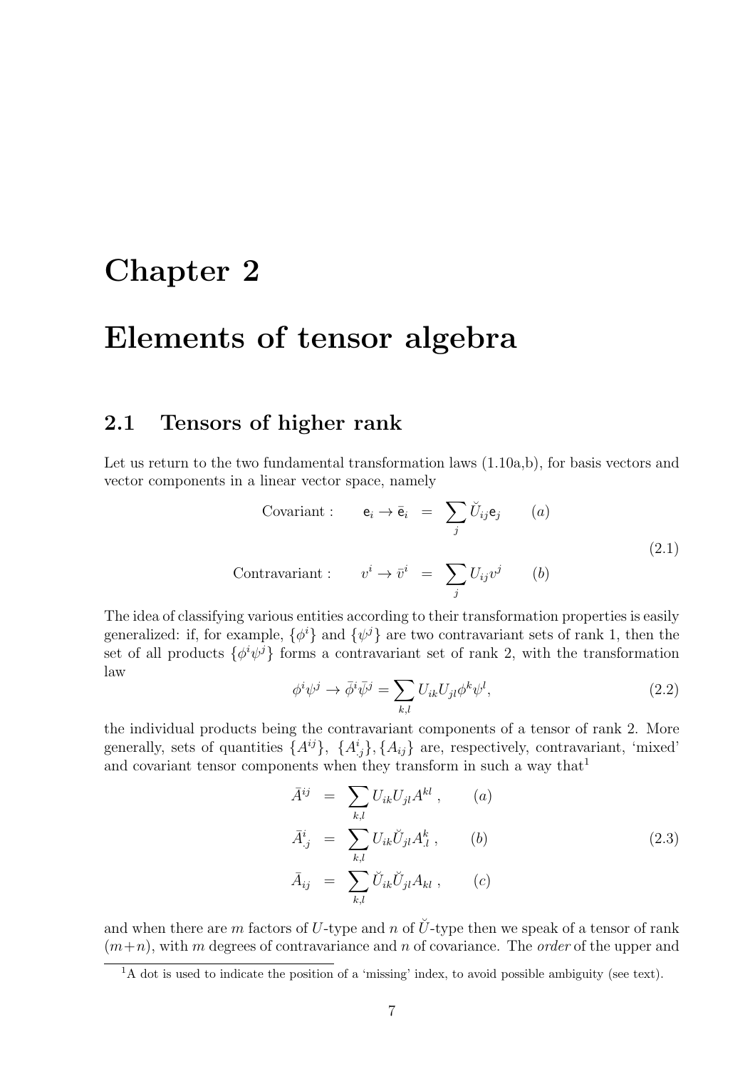# Chapter 2

# Elements of tensor algebra

## 2.1 Tensors of higher rank

Let us return to the two fundamental transformation laws (1.10a,b), for basis vectors and vector components in a linear vector space, namely

$$
\begin{aligned}
\text{Covariant :} \qquad \mathsf{e}_i \to \bar{\mathsf{e}}_i &= \sum_j \check{U}_{ij} \mathsf{e}_j \qquad (a) \\
\text{Contravariant :} \qquad v^i \to \bar{v}^i &= \sum_j U_{ij} v^j \qquad (b)
\end{aligned}
\tag{2.1}
$$

The idea of classifying various entities according to their transformation properties is easily generalized: if, for example, $\{\phi^i\}$ and $\{\psi^j\}$ are two contravariant sets of rank 1, then the set of all products $\{\phi^i\psi^j\}$ forms a contravariant set of rank 2, with the transformation law

$$
\phi^i\psi^j \to \bar{\phi}^i\bar{\psi}^j = \sum_{k,l} U_{ik}U_{jl}\phi^k\psi^l, \tag{2.2}
$$

the individual products being the contravariant components of a tensor of rank 2. More generally, sets of quantities $\{A^{ij}\}$, $\{A^i_{.j}\}$, $\{A_{ij}\}$ are, respectively, contravariant, 'mixed' and covariant tensor components when they transform in such a way that[1]

$$
\begin{aligned}
\bar{A}^{ij} &= \sum_{k,l} U_{ik}U_{jl}A^{kl} \,, \qquad (a) \\
\bar{A}^i_{.j} &= \sum_{k,l} U_{ik}\check{U}_{jl}A^k_{.l} \,, \qquad (b) \\
\bar{A}_{ij} &= \sum_{k,l} \check{U}_{ik}\check{U}_{jl}A_{kl} \,, \qquad (c)
\end{aligned}
\tag{2.3}
$$

and when there are $m$ factors of $U$-type and $n$ of $\check{U}$-type then we speak of a tensor of rank $(m+n)$, with $m$ degrees of contravariance and $n$ of covariance. The *order* of the upper and

[1] A dot is used to indicate the position of a 'missing' index, to avoid possible ambiguity (see text).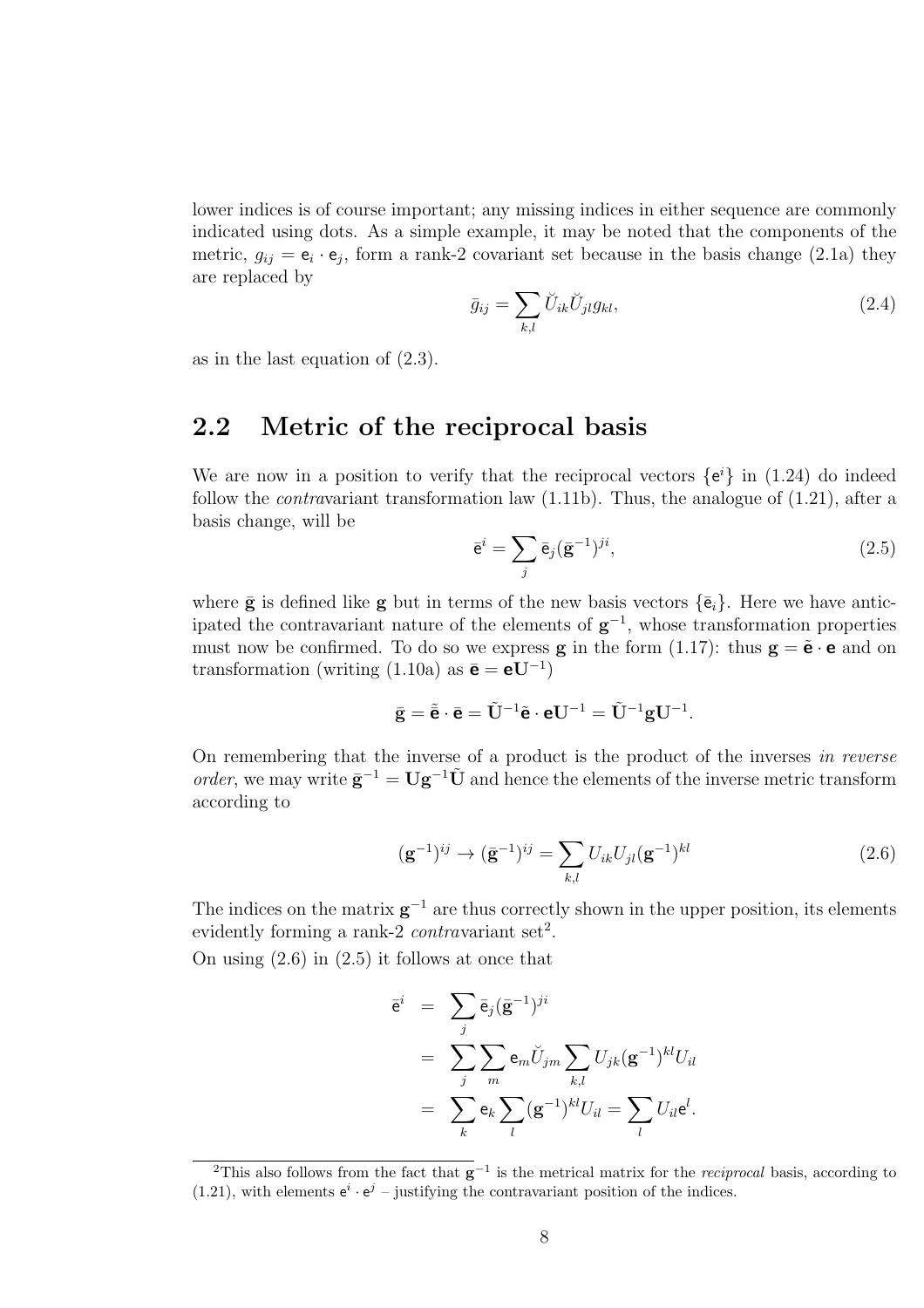lower indices is of course important; any missing indices in either sequence are commonly indicated using dots. As a simple example, it may be noted that the components of the metric, $g_{ij} = \mathsf{e}_i \cdot \mathsf{e}_j$, form a rank-2 covariant set because in the basis change (2.1a) they are replaced by

$$\bar{g}_{ij} = \sum_{k,l} \breve{U}_{ik} \breve{U}_{jl} g_{kl}, \tag{2.4}$$

as in the last equation of (2.3).

## 2.2 Metric of the reciprocal basis

We are now in a position to verify that the reciprocal vectors $\{\mathsf{e}^i\}$ in (1.24) do indeed follow the *contra*variant transformation law (1.11b). Thus, the analogue of (1.21), after a basis change, will be

$$\bar{\mathsf{e}}^i = \sum_j \bar{\mathsf{e}}_j (\bar{\mathbf{g}}^{-1})^{ji}, \tag{2.5}$$

where $\bar{\mathbf{g}}$ is defined like $\mathbf{g}$ but in terms of the new basis vectors $\{\bar{\mathsf{e}}_i\}$. Here we have anticipated the contravariant nature of the elements of $\mathbf{g}^{-1}$, whose transformation properties must now be confirmed. To do so we express $\mathbf{g}$ in the form (1.17): thus $\mathbf{g} = \tilde{\mathbf{e}} \cdot \mathbf{e}$ and on transformation (writing (1.10a) as $\bar{\mathbf{e}} = \mathbf{e}\mathbf{U}^{-1}$)

$$\bar{\mathbf{g}} = \tilde{\bar{\mathbf{e}}} \cdot \bar{\mathbf{e}} = \tilde{\mathbf{U}}^{-1} \tilde{\mathbf{e}} \cdot \mathbf{e}\mathbf{U}^{-1} = \tilde{\mathbf{U}}^{-1} \mathbf{g} \mathbf{U}^{-1}.$$

On remembering that the inverse of a product is the product of the inverses *in reverse order*, we may write $\bar{\mathbf{g}}^{-1} = \mathbf{U}\mathbf{g}^{-1}\tilde{\mathbf{U}}$ and hence the elements of the inverse metric transform according to

$$(\mathbf{g}^{-1})^{ij} \to (\bar{\mathbf{g}}^{-1})^{ij} = \sum_{k,l} U_{ik} U_{jl} (\mathbf{g}^{-1})^{kl} \tag{2.6}$$

The indices on the matrix $\mathbf{g}^{-1}$ are thus correctly shown in the upper position, its elements evidently forming a rank-2 *contra*variant set[2].

On using (2.6) in (2.5) it follows at once that

$$\begin{aligned}
\bar{\mathsf{e}}^i &= \sum_j \bar{\mathsf{e}}_j (\bar{\mathbf{g}}^{-1})^{ji} \\
&= \sum_j \sum_m \mathsf{e}_m \breve{U}_{jm} \sum_{k,l} U_{jk} (\mathbf{g}^{-1})^{kl} U_{il} \\
&= \sum_k \mathsf{e}_k \sum_l (\mathbf{g}^{-1})^{kl} U_{il} = \sum_l U_{il} \mathsf{e}^l.
\end{aligned}$$

[2]This also follows from the fact that $\mathbf{g}^{-1}$ is the metrical matrix for the *reciprocal* basis, according to (1.21), with elements $\mathsf{e}^i \cdot \mathsf{e}^j$ – justifying the contravariant position of the indices.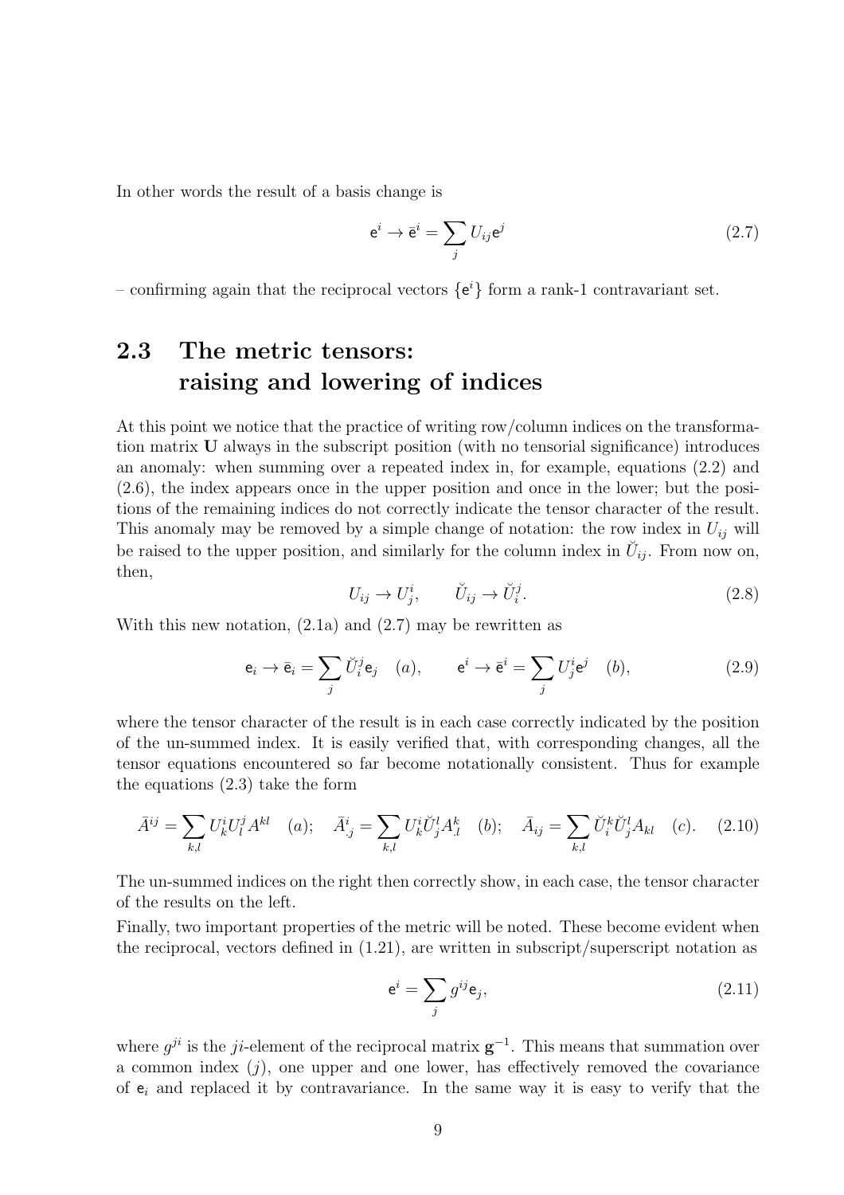In other words the result of a basis change is

$$\mathsf{e}^i \to \bar{\mathsf{e}}^i = \sum_j U_{ij}\mathsf{e}^j \tag{2.7}$$

– confirming again that the reciprocal vectors $\{\mathsf{e}^i\}$ form a rank-1 contravariant set.

## 2.3 The metric tensors: raising and lowering of indices

At this point we notice that the practice of writing row/column indices on the transformation matrix $\mathbf{U}$ always in the subscript position (with no tensorial significance) introduces an anomaly: when summing over a repeated index in, for example, equations (2.2) and (2.6), the index appears once in the upper position and once in the lower; but the positions of the remaining indices do not correctly indicate the tensor character of the result. This anomaly may be removed by a simple change of notation: the row index in $U_{ij}$ will be raised to the upper position, and similarly for the column index in $\breve{U}_{ij}$. From now on, then,

$$U_{ij} \to U^i_j, \qquad \breve{U}_{ij} \to \breve{U}^j_i. \tag{2.8}$$

With this new notation, (2.1a) and (2.7) may be rewritten as

$$\mathsf{e}_i \to \bar{\mathsf{e}}_i = \sum_j \breve{U}^j_i \mathsf{e}_j \quad (a), \qquad \mathsf{e}^i \to \bar{\mathsf{e}}^i = \sum_j U^i_j \mathsf{e}^j \quad (b), \tag{2.9}$$

where the tensor character of the result is in each case correctly indicated by the position of the un-summed index. It is easily verified that, with corresponding changes, all the tensor equations encountered so far become notationally consistent. Thus for example the equations (2.3) take the form

$$\bar{A}^{ij} = \sum_{k,l} U^i_k U^j_l A^{kl} \quad (a); \quad \bar{A}^i_{.j} = \sum_{k,l} U^i_k \breve{U}^l_j A^k_{.l} \quad (b); \quad \bar{A}_{ij} = \sum_{k,l} \breve{U}^k_i \breve{U}^l_j A_{kl} \quad (c). \tag{2.10}$$

The un-summed indices on the right then correctly show, in each case, the tensor character of the results on the left.

Finally, two important properties of the metric will be noted. These become evident when the reciprocal, vectors defined in (1.21), are written in subscript/superscript notation as

$$\mathsf{e}^i = \sum_j g^{ij}\mathsf{e}_j, \tag{2.11}$$

where $g^{ji}$ is the $ji$-element of the reciprocal matrix $\mathbf{g}^{-1}$. This means that summation over a common index ($j$), one upper and one lower, has effectively removed the covariance of $\mathsf{e}_i$ and replaced it by contravariance. In the same way it is easy to verify that the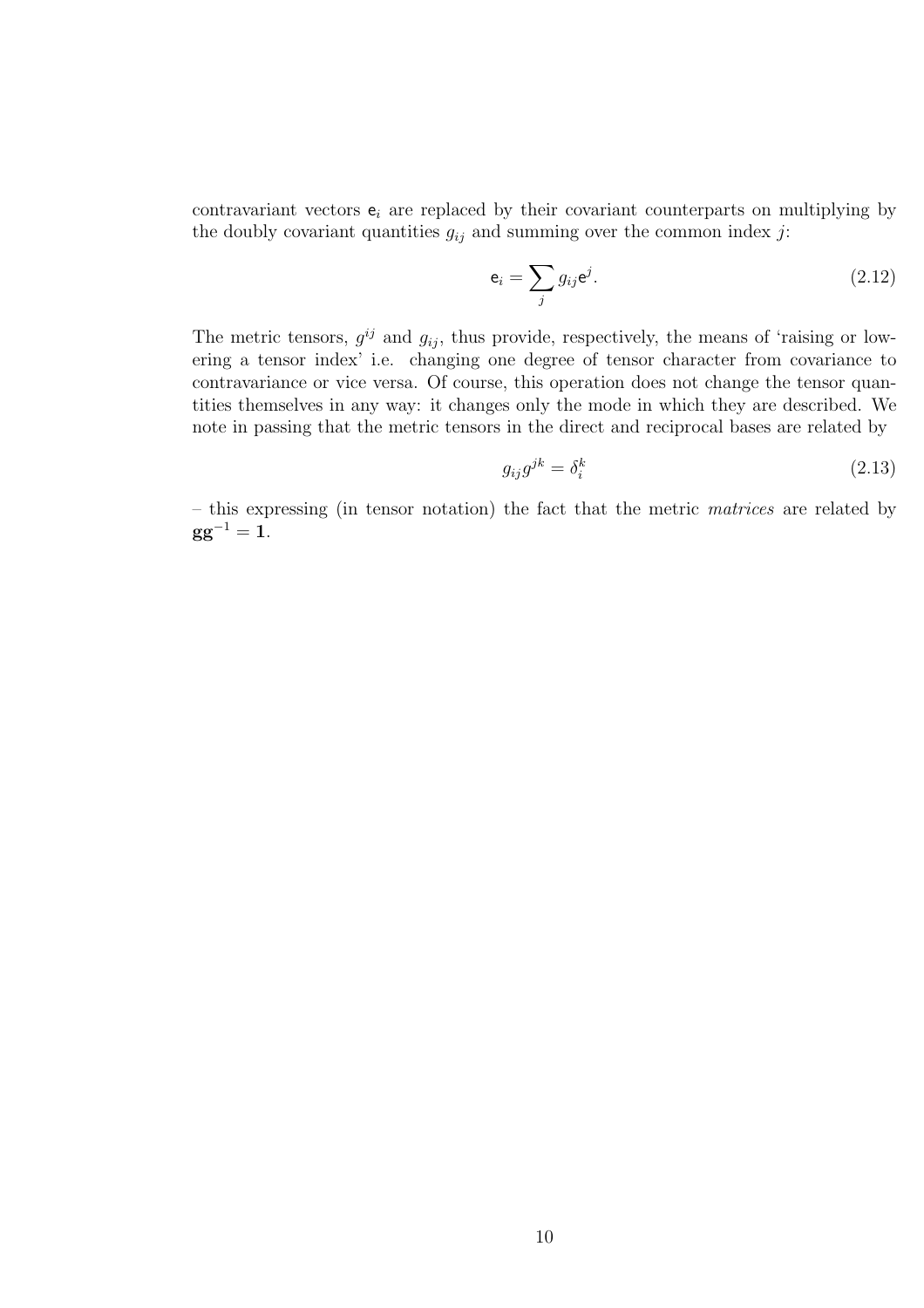contravariant vectors $\mathsf{e}_i$ are replaced by their covariant counterparts on multiplying by the doubly covariant quantities $g_{ij}$ and summing over the common index $j$:

$$\mathsf{e}_i = \sum_j g_{ij}\mathsf{e}^j. \tag{2.12}$$

The metric tensors, $g^{ij}$ and $g_{ij}$, thus provide, respectively, the means of 'raising or lowering a tensor index' i.e. changing one degree of tensor character from covariance to contravariance or vice versa. Of course, this operation does not change the tensor quantities themselves in any way: it changes only the mode in which they are described. We note in passing that the metric tensors in the direct and reciprocal bases are related by

$$g_{ij}g^{jk} = \delta_i^k \tag{2.13}$$

– this expressing (in tensor notation) the fact that the metric *matrices* are related by $\mathbf{g}\mathbf{g}^{-1} = \mathbf{1}$.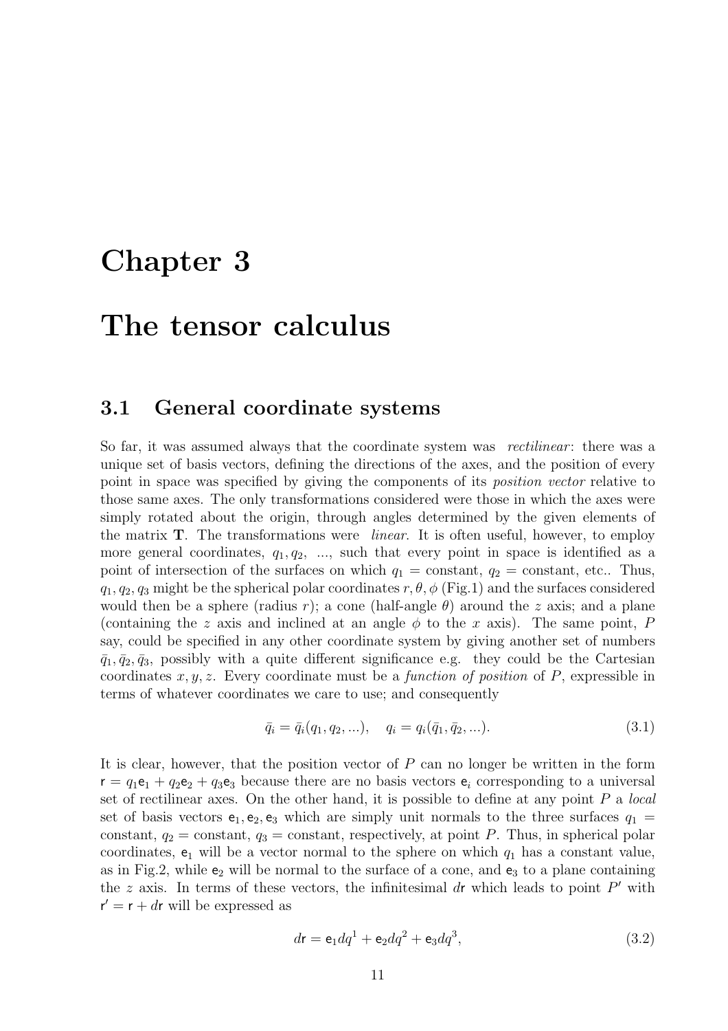# Chapter 3

# The tensor calculus

## 3.1 General coordinate systems

So far, it was assumed always that the coordinate system was *rectilinear*: there was a unique set of basis vectors, defining the directions of the axes, and the position of every point in space was specified by giving the components of its *position vector* relative to those same axes. The only transformations considered were those in which the axes were simply rotated about the origin, through angles determined by the given elements of the matrix $\mathbf{T}$. The transformations were *linear*. It is often useful, however, to employ more general coordinates, $q_1, q_2, \; ...$, such that every point in space is identified as a point of intersection of the surfaces on which $q_1 =$ constant, $q_2 =$ constant, etc.. Thus, $q_1, q_2, q_3$ might be the spherical polar coordinates $r, \theta, \phi$ (Fig.1) and the surfaces considered would then be a sphere (radius $r$); a cone (half-angle $\theta$) around the $z$ axis; and a plane (containing the $z$ axis and inclined at an angle $\phi$ to the $x$ axis). The same point, $P$ say, could be specified in any other coordinate system by giving another set of numbers $\bar{q}_1, \bar{q}_2, \bar{q}_3$, possibly with a quite different significance e.g. they could be the Cartesian coordinates $x, y, z$. Every coordinate must be a *function of position* of $P$, expressible in terms of whatever coordinates we care to use; and consequently

$$\bar{q}_i = \bar{q}_i(q_1, q_2, ...), \quad q_i = q_i(\bar{q}_1, \bar{q}_2, ...). \tag{3.1}$$

It is clear, however, that the position vector of $P$ can no longer be written in the form $\mathsf{r} = q_1\mathsf{e}_1 + q_2\mathsf{e}_2 + q_3\mathsf{e}_3$ because there are no basis vectors $\mathsf{e}_i$ corresponding to a universal set of rectilinear axes. On the other hand, it is possible to define at any point $P$ a *local* set of basis vectors $\mathsf{e}_1, \mathsf{e}_2, \mathsf{e}_3$ which are simply unit normals to the three surfaces $q_1 =$ constant, $q_2 =$ constant, $q_3 =$ constant, respectively, at point $P$. Thus, in spherical polar coordinates, $\mathsf{e}_1$ will be a vector normal to the sphere on which $q_1$ has a constant value, as in Fig.2, while $\mathsf{e}_2$ will be normal to the surface of a cone, and $\mathsf{e}_3$ to a plane containing the $z$ axis. In terms of these vectors, the infinitesimal $d\mathsf{r}$ which leads to point $P'$ with $\mathsf{r}' = \mathsf{r} + d\mathsf{r}$ will be expressed as

$$d\mathsf{r} = \mathsf{e}_1 dq^1 + \mathsf{e}_2 dq^2 + \mathsf{e}_3 dq^3, \tag{3.2}$$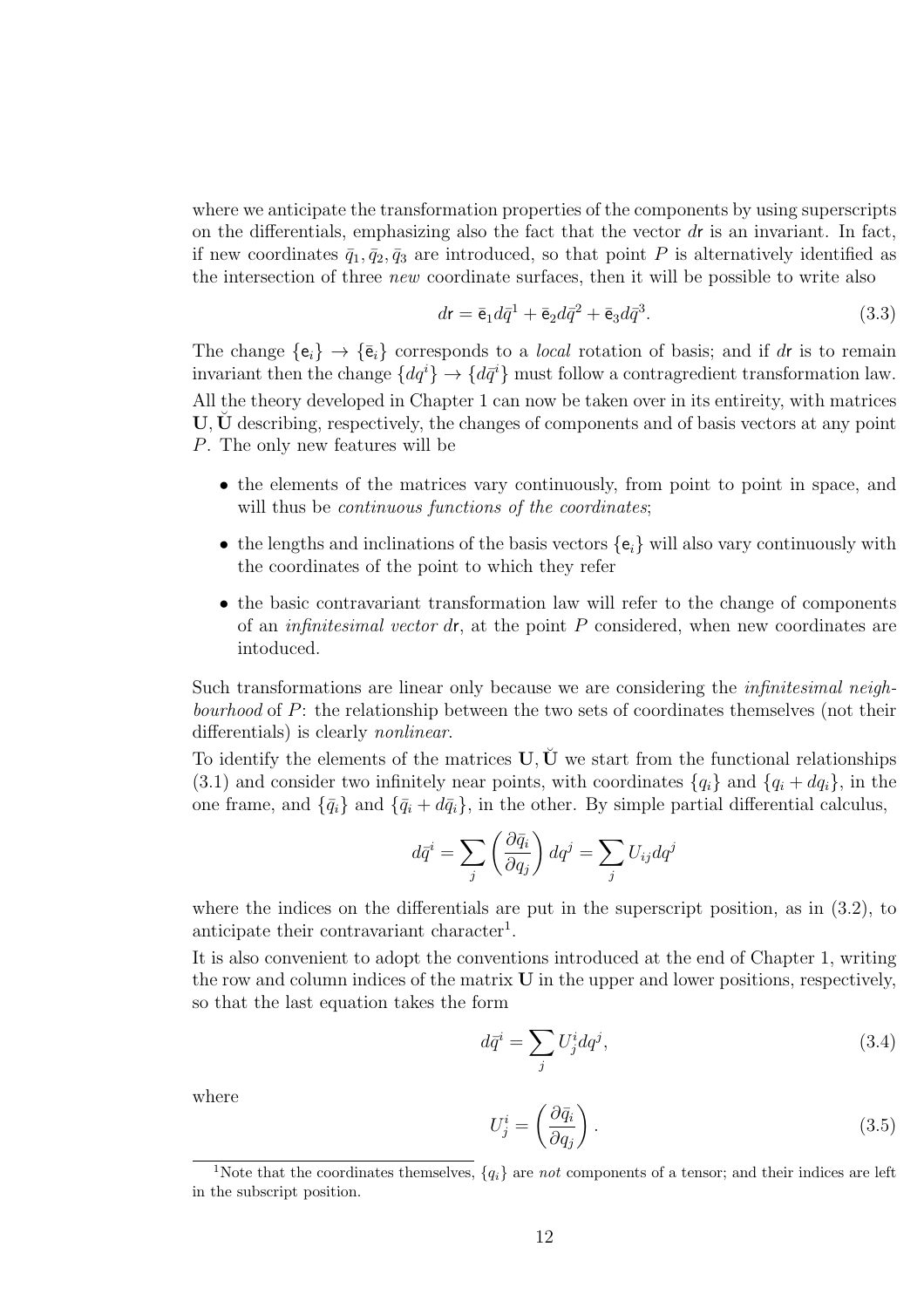where we anticipate the transformation properties of the components by using superscripts on the differentials, emphasizing also the fact that the vector $d\mathsf{r}$ is an invariant. In fact, if new coordinates $\bar{q}_1, \bar{q}_2, \bar{q}_3$ are introduced, so that point $P$ is alternatively identified as the intersection of three *new* coordinate surfaces, then it will be possible to write also

$$d\mathsf{r} = \bar{\mathsf{e}}_1 d\bar{q}^1 + \bar{\mathsf{e}}_2 d\bar{q}^2 + \bar{\mathsf{e}}_3 d\bar{q}^3. \tag{3.3}$$

The change $\{\mathsf{e}_i\} \rightarrow \{\bar{\mathsf{e}}_i\}$ corresponds to a *local* rotation of basis; and if $d\mathsf{r}$ is to remain invariant then the change $\{dq^i\} \rightarrow \{d\bar{q}^i\}$ must follow a contragredient transformation law. All the theory developed in Chapter 1 can now be taken over in its entireity, with matrices $\mathbf{U}, \breve{\mathbf{U}}$ describing, respectively, the changes of components and of basis vectors at any point $P$. The only new features will be

- the elements of the matrices vary continuously, from point to point in space, and will thus be *continuous functions of the coordinates*;
- the lengths and inclinations of the basis vectors $\{\mathsf{e}_i\}$ will also vary continuously with the coordinates of the point to which they refer
- the basic contravariant transformation law will refer to the change of components of an *infinitesimal vector* $d\mathsf{r}$, at the point $P$ considered, when new coordinates are intoduced.

Such transformations are linear only because we are considering the *infinitesimal neighbourhood* of $P$: the relationship between the two sets of coordinates themselves (not their differentials) is clearly *nonlinear*.

To identify the elements of the matrices $\mathbf{U}, \breve{\mathbf{U}}$ we start from the functional relationships (3.1) and consider two infinitely near points, with coordinates $\{q_i\}$ and $\{q_i + dq_i\}$, in the one frame, and $\{\bar{q}_i\}$ and $\{\bar{q}_i + d\bar{q}_i\}$, in the other. By simple partial differential calculus,

$$d\bar{q}^i = \sum_j \left(\frac{\partial \bar{q}_i}{\partial q_j}\right) dq^j = \sum_j U_{ij} dq^j$$

where the indices on the differentials are put in the superscript position, as in (3.2), to anticipate their contravariant character[1].

It is also convenient to adopt the conventions introduced at the end of Chapter 1, writing the row and column indices of the matrix $\mathbf{U}$ in the upper and lower positions, respectively, so that the last equation takes the form

$$d\bar{q}^i = \sum_j U^i_j dq^j, \tag{3.4}$$

where

$$U^i_j = \left(\frac{\partial \bar{q}_i}{\partial q_j}\right). \tag{3.5}$$

[1] Note that the coordinates themselves, $\{q_i\}$ are *not* components of a tensor; and their indices are left in the subscript position.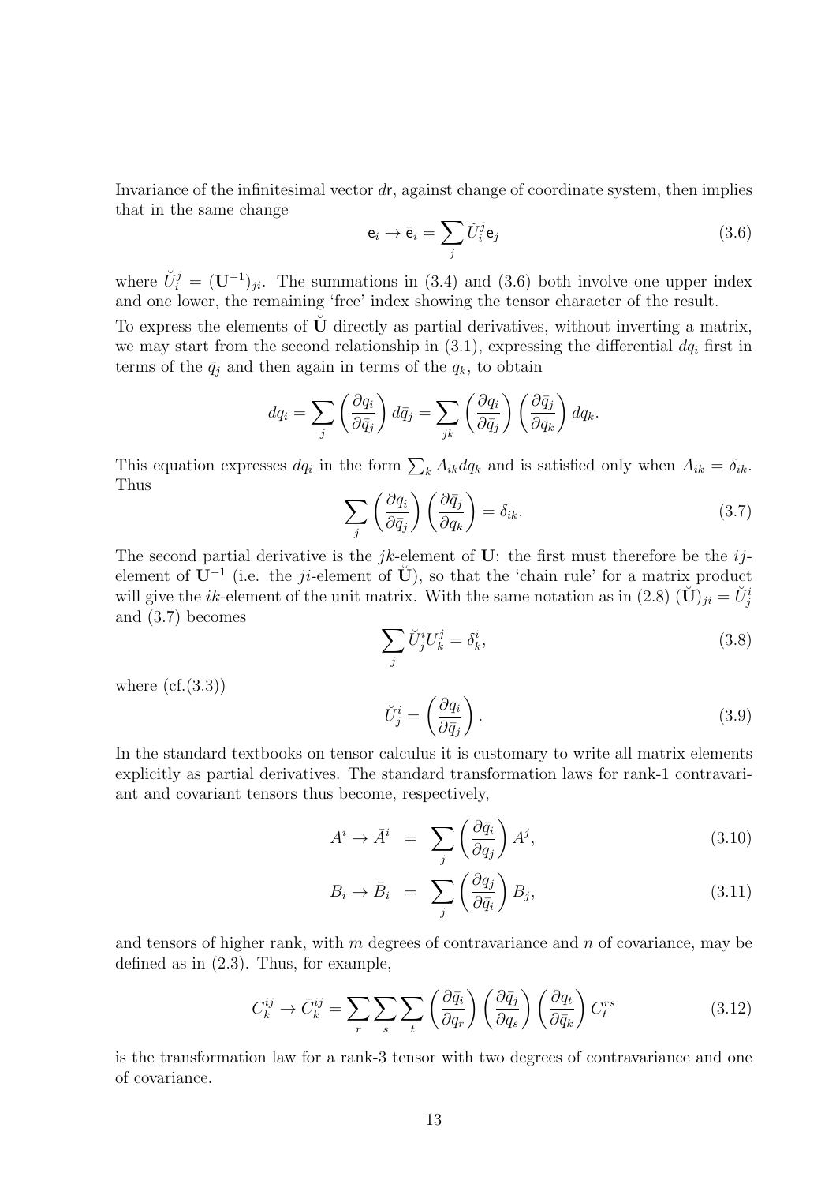Invariance of the infinitesimal vector $d\mathsf{r}$, against change of coordinate system, then implies that in the same change

$$\mathsf{e}_i \to \bar{\mathsf{e}}_i = \sum_j \breve{U}_i^j \mathsf{e}_j \tag{3.6}$$

where $\breve{U}_i^j = (\mathbf{U}^{-1})_{ji}$. The summations in (3.4) and (3.6) both involve one upper index and one lower, the remaining 'free' index showing the tensor character of the result.

To express the elements of $\breve{\mathbf{U}}$ directly as partial derivatives, without inverting a matrix, we may start from the second relationship in (3.1), expressing the differential $dq_i$ first in terms of the $\bar{q}_j$ and then again in terms of the $q_k$, to obtain

$$dq_i = \sum_j \left(\frac{\partial q_i}{\partial \bar{q}_j}\right) d\bar{q}_j = \sum_{jk} \left(\frac{\partial q_i}{\partial \bar{q}_j}\right)\left(\frac{\partial \bar{q}_j}{\partial q_k}\right) dq_k.$$

This equation expresses $dq_i$ in the form $\sum_k A_{ik} dq_k$ and is satisfied only when $A_{ik} = \delta_{ik}$. Thus

$$\sum_j \left(\frac{\partial q_i}{\partial \bar{q}_j}\right)\left(\frac{\partial \bar{q}_j}{\partial q_k}\right) = \delta_{ik}. \tag{3.7}$$

The second partial derivative is the $jk$-element of $\mathbf{U}$: the first must therefore be the $ij$-element of $\mathbf{U}^{-1}$ (i.e. the $ji$-element of $\breve{\mathbf{U}}$), so that the 'chain rule' for a matrix product will give the $ik$-element of the unit matrix. With the same notation as in (2.8) $(\breve{\mathbf{U}})_{ji} = \breve{U}_j^i$ and (3.7) becomes

$$\sum_j \breve{U}_j^i U_k^j = \delta_k^i, \tag{3.8}$$

where (cf.(3.3))

$$\breve{U}_j^i = \left(\frac{\partial q_i}{\partial \bar{q}_j}\right). \tag{3.9}$$

In the standard textbooks on tensor calculus it is customary to write all matrix elements explicitly as partial derivatives. The standard transformation laws for rank-1 contravariant and covariant tensors thus become, respectively,

$$A^i \to \bar{A}^i = \sum_j \left(\frac{\partial \bar{q}_i}{\partial q_j}\right) A^j, \tag{3.10}$$

$$B_i \to \bar{B}_i = \sum_j \left(\frac{\partial q_j}{\partial \bar{q}_i}\right) B_j, \tag{3.11}$$

and tensors of higher rank, with $m$ degrees of contravariance and $n$ of covariance, may be defined as in (2.3). Thus, for example,

$$C_k^{ij} \to \bar{C}_k^{ij} = \sum_r \sum_s \sum_t \left(\frac{\partial \bar{q}_i}{\partial q_r}\right)\left(\frac{\partial \bar{q}_j}{\partial q_s}\right)\left(\frac{\partial q_t}{\partial \bar{q}_k}\right) C_t^{rs} \tag{3.12}$$

is the transformation law for a rank-3 tensor with two degrees of contravariance and one of covariance.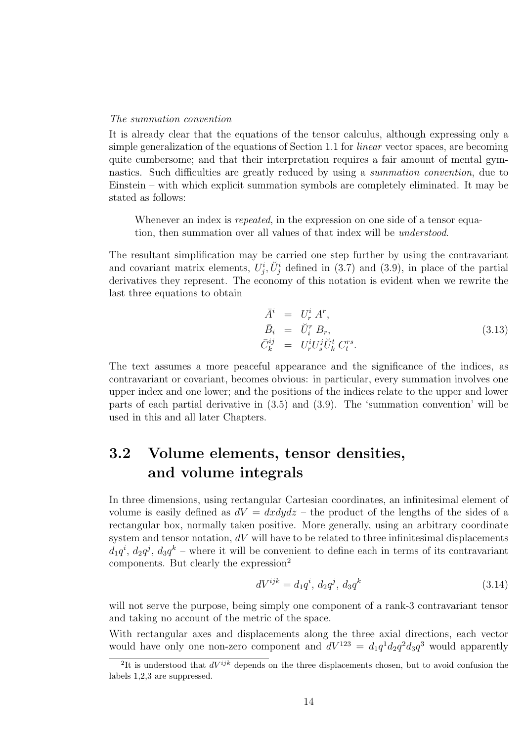*The summation convention*

It is already clear that the equations of the tensor calculus, although expressing only a simple generalization of the equations of Section 1.1 for *linear* vector spaces, are becoming quite cumbersome; and that their interpretation requires a fair amount of mental gymnastics. Such difficulties are greatly reduced by using a *summation convention*, due to Einstein – with which explicit summation symbols are completely eliminated. It may be stated as follows:

> Whenever an index is *repeated*, in the expression on one side of a tensor equation, then summation over all values of that index will be *understood*.

The resultant simplification may be carried one step further by using the contravariant and covariant matrix elements, $U^i_j, \breve{U}^i_j$ defined in (3.7) and (3.9), in place of the partial derivatives they represent. The economy of this notation is evident when we rewrite the last three equations to obtain

$$
\begin{aligned}
\bar{A}^i &= U^i_r \, A^r, \\
\bar{B}_i &= \breve{U}^r_i \, B_r, \\
\bar{C}^{ij}_k &= U^i_r U^j_s \breve{U}^t_k \, C^{rs}_t.
\end{aligned}
\tag{3.13}
$$

The text assumes a more peaceful appearance and the significance of the indices, as contravariant or covariant, becomes obvious: in particular, every summation involves one upper index and one lower; and the positions of the indices relate to the upper and lower parts of each partial derivative in (3.5) and (3.9). The 'summation convention' will be used in this and all later Chapters.

## 3.2 Volume elements, tensor densities, and volume integrals

In three dimensions, using rectangular Cartesian coordinates, an infinitesimal element of volume is easily defined as $dV = dxdydz$ – the product of the lengths of the sides of a rectangular box, normally taken positive. More generally, using an arbitrary coordinate system and tensor notation, $dV$ will have to be related to three infinitesimal displacements $d_1q^i$, $d_2q^j$, $d_3q^k$ – where it will be convenient to define each in terms of its contravariant components. But clearly the expression[2]

$$
dV^{ijk} = d_1q^i, \; d_2q^j, \; d_3q^k \tag{3.14}
$$

will not serve the purpose, being simply one component of a rank-3 contravariant tensor and taking no account of the metric of the space.

With rectangular axes and displacements along the three axial directions, each vector would have only one non-zero component and $dV^{123} = d_1q^1 d_2q^2 d_3q^3$ would apparently

[2] It is understood that $dV^{ijk}$ depends on the three displacements chosen, but to avoid confusion the labels 1,2,3 are suppressed.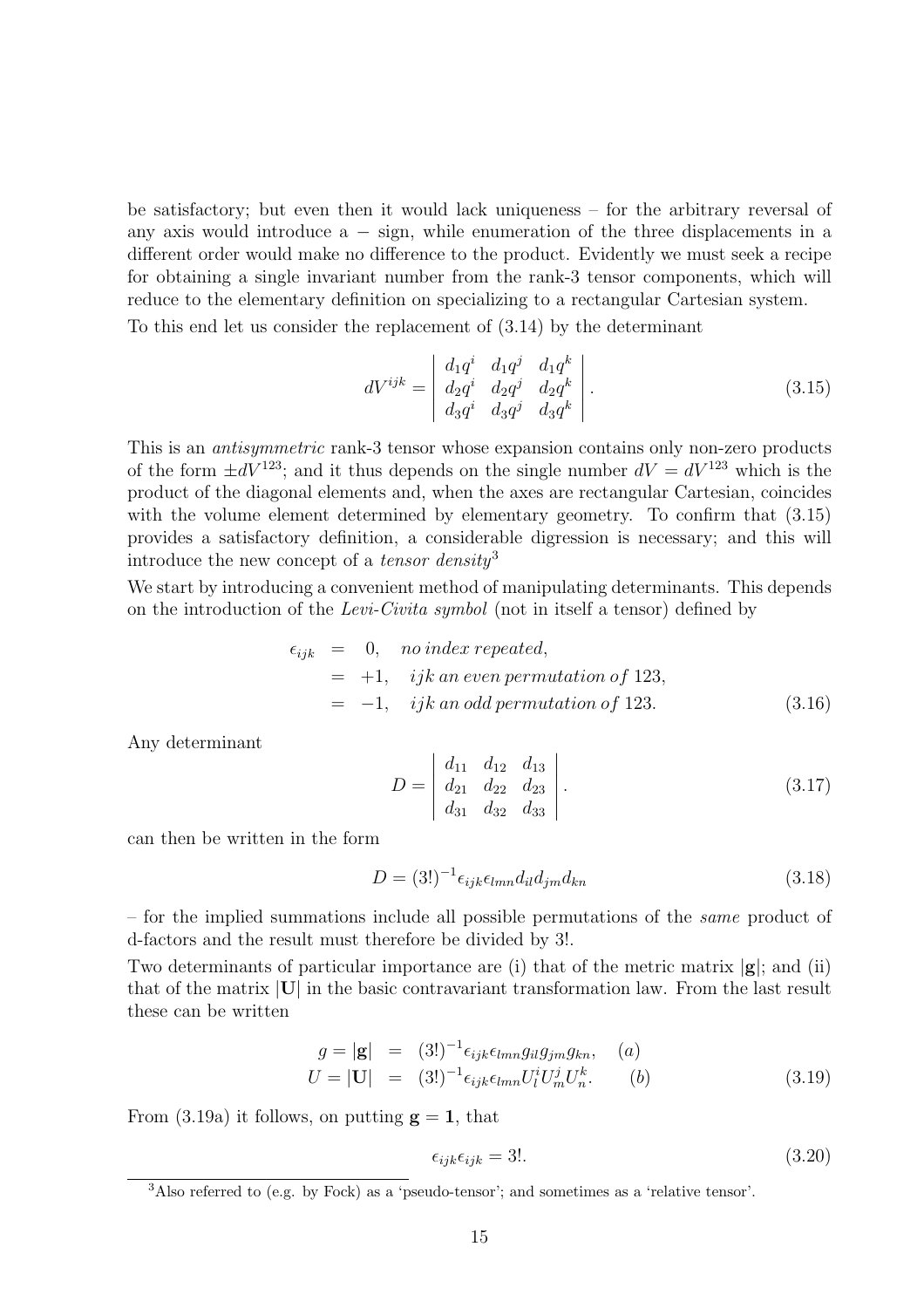be satisfactory; but even then it would lack uniqueness – for the arbitrary reversal of any axis would introduce a − sign, while enumeration of the three displacements in a different order would make no difference to the product. Evidently we must seek a recipe for obtaining a single invariant number from the rank-3 tensor components, which will reduce to the elementary definition on specializing to a rectangular Cartesian system.

To this end let us consider the replacement of (3.14) by the determinant

$$dV^{ijk} = \begin{vmatrix} d_1q^i & d_1q^j & d_1q^k \\ d_2q^i & d_2q^j & d_2q^k \\ d_3q^i & d_3q^j & d_3q^k \end{vmatrix}. \tag{3.15}$$

This is an *antisymmetric* rank-3 tensor whose expansion contains only non-zero products of the form $\pm dV^{123}$; and it thus depends on the single number $dV = dV^{123}$ which is the product of the diagonal elements and, when the axes are rectangular Cartesian, coincides with the volume element determined by elementary geometry. To confirm that (3.15) provides a satisfactory definition, a considerable digression is necessary; and this will introduce the new concept of a *tensor density*[3]

We start by introducing a convenient method of manipulating determinants. This depends on the introduction of the *Levi-Civita symbol* (not in itself a tensor) defined by

$$\begin{aligned} \epsilon_{ijk} &= 0, \quad \textit{no index repeated}, \\ &= +1, \quad \textit{ijk an even permutation of } 123, \\ &= -1, \quad \textit{ijk an odd permutation of } 123. \end{aligned} \tag{3.16}$$

Any determinant

$$D = \begin{vmatrix} d_{11} & d_{12} & d_{13} \\ d_{21} & d_{22} & d_{23} \\ d_{31} & d_{32} & d_{33} \end{vmatrix}. \tag{3.17}$$

can then be written in the form

$$D = (3!)^{-1}\epsilon_{ijk}\epsilon_{lmn}d_{il}d_{jm}d_{kn} \tag{3.18}$$

– for the implied summations include all possible permutations of the *same* product of d-factors and the result must therefore be divided by 3!.

Two determinants of particular importance are (i) that of the metric matrix $|\mathbf{g}|$; and (ii) that of the matrix $|\mathbf{U}|$ in the basic contravariant transformation law. From the last result these can be written

$$\begin{aligned} g = |\mathbf{g}| &= (3!)^{-1}\epsilon_{ijk}\epsilon_{lmn}g_{il}g_{jm}g_{kn}, \quad (a) \\ U = |\mathbf{U}| &= (3!)^{-1}\epsilon_{ijk}\epsilon_{lmn}U^i_l U^j_m U^k_n. \quad\quad (b) \end{aligned} \tag{3.19}$$

From (3.19a) it follows, on putting $\mathbf{g} = \mathbf{1}$, that

$$\epsilon_{ijk}\epsilon_{ijk} = 3!. \tag{3.20}$$

[3] Also referred to (e.g. by Fock) as a 'pseudo-tensor'; and sometimes as a 'relative tensor'.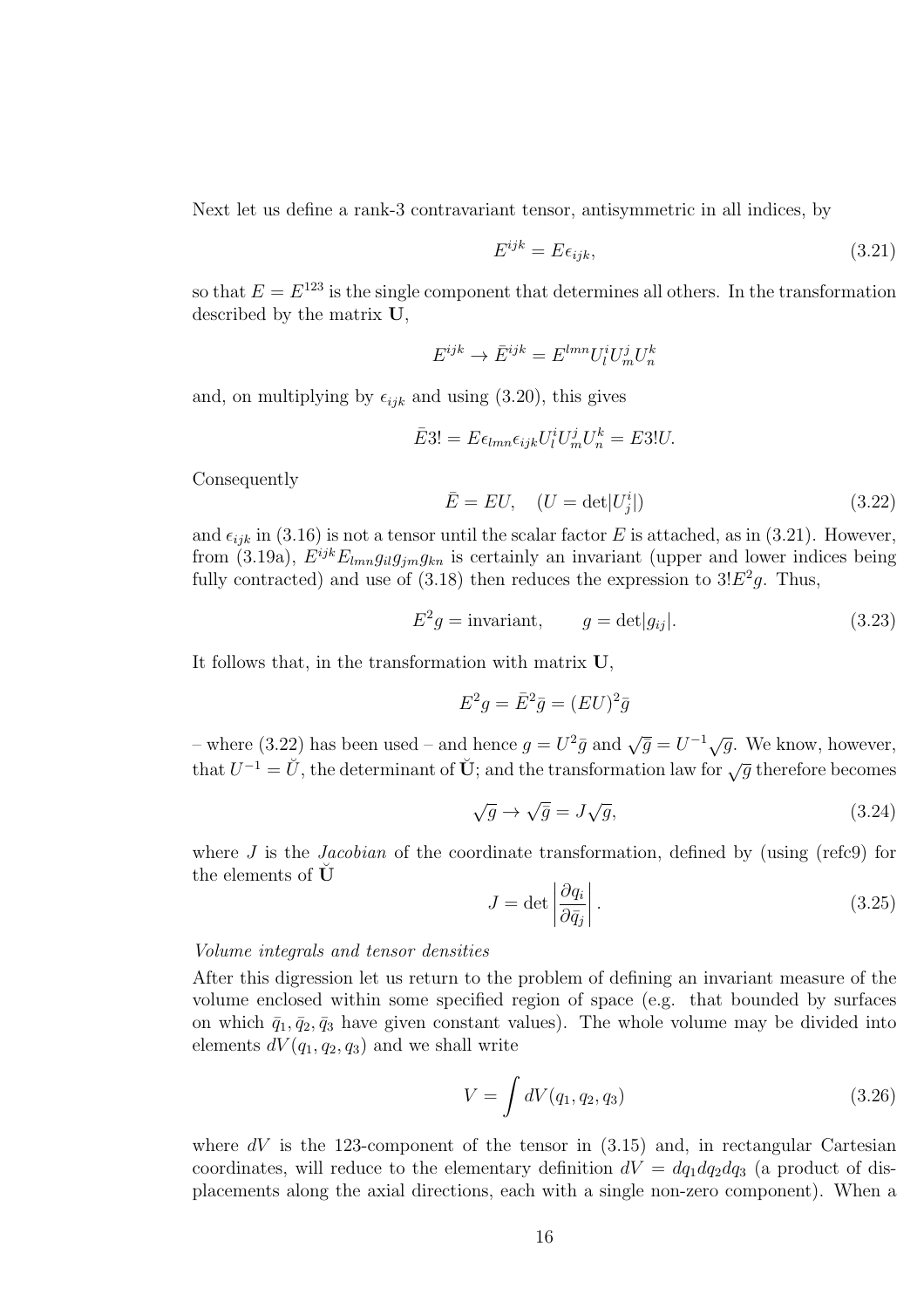Next let us define a rank-3 contravariant tensor, antisymmetric in all indices, by

$$E^{ijk} = E\epsilon_{ijk}, \tag{3.21}$$

so that $E = E^{123}$ is the single component that determines all others. In the transformation described by the matrix $\mathbf{U}$,

$$E^{ijk} \to \bar{E}^{ijk} = E^{lmn}U^i_l U^j_m U^k_n$$

and, on multiplying by $\epsilon_{ijk}$ and using (3.20), this gives

$$\bar{E}3! = E\epsilon_{lmn}\epsilon_{ijk}U^i_l U^j_m U^k_n = E3!U.$$

Consequently

$$\bar{E} = EU, \quad (U = \det|U^i_j|) \tag{3.22}$$

and $\epsilon_{ijk}$ in (3.16) is not a tensor until the scalar factor $E$ is attached, as in (3.21). However, from (3.19a), $E^{ijk}E_{lmn}g_{il}g_{jm}g_{kn}$ is certainly an invariant (upper and lower indices being fully contracted) and use of (3.18) then reduces the expression to $3!E^2g$. Thus,

$$E^2 g = \text{invariant}, \qquad g = \det|g_{ij}|. \tag{3.23}$$

It follows that, in the transformation with matrix $\mathbf{U}$,

$$E^2 g = \bar{E}^2\bar{g} = (EU)^2\bar{g}$$

– where (3.22) has been used – and hence $g = U^2\bar{g}$ and $\sqrt{\bar{g}} = U^{-1}\sqrt{g}$. We know, however, that $U^{-1} = \breve{U}$, the determinant of $\breve{\mathbf{U}}$; and the transformation law for $\sqrt{g}$ therefore becomes

$$\sqrt{g} \to \sqrt{\bar{g}} = J\sqrt{g}, \tag{3.24}$$

where $J$ is the *Jacobian* of the coordinate transformation, defined by (using (refc9) for the elements of $\breve{\mathbf{U}}$

$$J = \det\left|\frac{\partial q_i}{\partial \bar{q}_j}\right|. \tag{3.25}$$

*Volume integrals and tensor densities*

After this digression let us return to the problem of defining an invariant measure of the volume enclosed within some specified region of space (e.g. that bounded by surfaces on which $\bar{q}_1, \bar{q}_2, \bar{q}_3$ have given constant values). The whole volume may be divided into elements $dV(q_1, q_2, q_3)$ and we shall write

$$V = \int dV(q_1, q_2, q_3) \tag{3.26}$$

where $dV$ is the 123-component of the tensor in (3.15) and, in rectangular Cartesian coordinates, will reduce to the elementary definition $dV = dq_1dq_2dq_3$ (a product of displacements along the axial directions, each with a single non-zero component). When a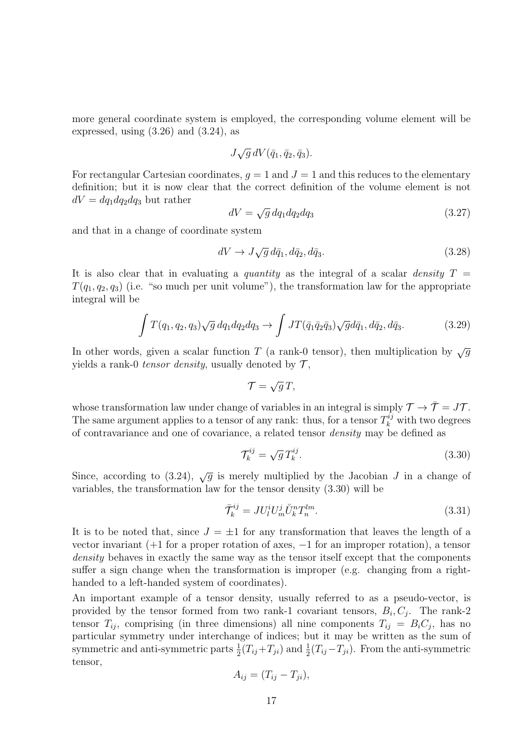more general coordinate system is employed, the corresponding volume element will be expressed, using (3.26) and (3.24), as

$$J\sqrt{g}\, dV(\bar{q}_1, \bar{q}_2, \bar{q}_3).$$

For rectangular Cartesian coordinates, $g = 1$ and $J = 1$ and this reduces to the elementary definition; but it is now clear that the correct definition of the volume element is not $dV = dq_1 dq_2 dq_3$ but rather

$$dV = \sqrt{g}\, dq_1 dq_2 dq_3 \tag{3.27}$$

and that in a change of coordinate system

$$dV \to J\sqrt{g}\, d\bar{q}_1, d\bar{q}_2, d\bar{q}_3. \tag{3.28}$$

It is also clear that in evaluating a *quantity* as the integral of a scalar *density* $T = T(q_1, q_2, q_3)$ (i.e. "so much per unit volume"), the transformation law for the appropriate integral will be

$$\int T(q_1, q_2, q_3)\sqrt{g}\, dq_1 dq_2 dq_3 \to \int JT(\bar{q}_1 \bar{q}_2 \bar{q}_3)\sqrt{g} d\bar{q}_1, d\bar{q}_2, d\bar{q}_3. \tag{3.29}$$

In other words, given a scalar function $T$ (a rank-0 tensor), then multiplication by $\sqrt{g}$ yields a rank-0 *tensor density*, usually denoted by $\mathcal{T}$,

$$\mathcal{T} = \sqrt{g}\, T,$$

whose transformation law under change of variables in an integral is simply $\mathcal{T} \to \bar{\mathcal{T}} = J\mathcal{T}$. The same argument applies to a tensor of any rank: thus, for a tensor $T_k^{ij}$ with two degrees of contravariance and one of covariance, a related tensor *density* may be defined as

$$\mathcal{T}_k^{ij} = \sqrt{g}\, T_k^{ij}. \tag{3.30}$$

Since, according to (3.24), $\sqrt{g}$ is merely multiplied by the Jacobian $J$ in a change of variables, the transformation law for the tensor density (3.30) will be

$$\bar{\mathcal{T}}_k^{ij} = J U_l^i U_m^j \breve{U}_k^n T_n^{lm}. \tag{3.31}$$

It is to be noted that, since $J = \pm 1$ for any transformation that leaves the length of a vector invariant (+1 for a proper rotation of axes, −1 for an improper rotation), a tensor *density* behaves in exactly the same way as the tensor itself except that the components suffer a sign change when the transformation is improper (e.g. changing from a right-handed to a left-handed system of coordinates).

An important example of a tensor density, usually referred to as a pseudo-vector, is provided by the tensor formed from two rank-1 covariant tensors, $B_i, C_j$. The rank-2 tensor $T_{ij}$, comprising (in three dimensions) all nine components $T_{ij} = B_i C_j$, has no particular symmetry under interchange of indices; but it may be written as the sum of symmetric and anti-symmetric parts $\frac{1}{2}(T_{ij}+T_{ji})$ and $\frac{1}{2}(T_{ij}-T_{ji})$. From the anti-symmetric tensor,

$$A_{ij} = (T_{ij} - T_{ji}),$$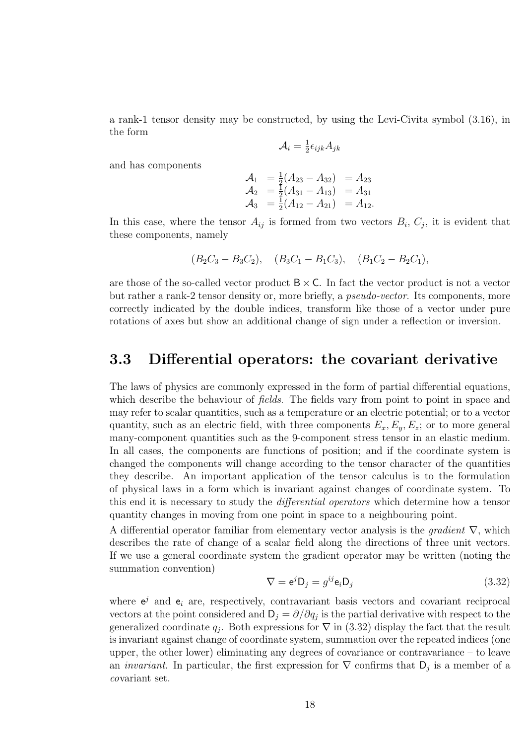a rank-1 tensor density may be constructed, by using the Levi-Civita symbol (3.16), in the form

$$\mathcal{A}_i = \tfrac{1}{2}\epsilon_{ijk}A_{jk}$$

and has components

$$\begin{array}{lll} \mathcal{A}_1 & = \frac{1}{2}(A_{23} - A_{32}) & = A_{23} \\ \mathcal{A}_2 & = \frac{1}{2}(A_{31} - A_{13}) & = A_{31} \\ \mathcal{A}_3 & = \frac{1}{2}(A_{12} - A_{21}) & = A_{12}. \end{array}$$

In this case, where the tensor $A_{ij}$ is formed from two vectors $B_i$, $C_j$, it is evident that these components, namely

$$(B_2C_3 - B_3C_2), \quad (B_3C_1 - B_1C_3), \quad (B_1C_2 - B_2C_1),$$

are those of the so-called vector product $\mathsf{B} \times \mathsf{C}$. In fact the vector product is not a vector but rather a rank-2 tensor density or, more briefly, a *pseudo-vector*. Its components, more correctly indicated by the double indices, transform like those of a vector under pure rotations of axes but show an additional change of sign under a reflection or inversion.

## 3.3 Differential operators: the covariant derivative

The laws of physics are commonly expressed in the form of partial differential equations, which describe the behaviour of *fields*. The fields vary from point to point in space and may refer to scalar quantities, such as a temperature or an electric potential; or to a vector quantity, such as an electric field, with three components $E_x, E_y, E_z$; or to more general many-component quantities such as the 9-component stress tensor in an elastic medium. In all cases, the components are functions of position; and if the coordinate system is changed the components will change according to the tensor character of the quantities they describe. An important application of the tensor calculus is to the formulation of physical laws in a form which is invariant against changes of coordinate system. To this end it is necessary to study the *differential operators* which determine how a tensor quantity changes in moving from one point in space to a neighbouring point.

A differential operator familiar from elementary vector analysis is the *gradient* $\nabla$, which describes the rate of change of a scalar field along the directions of three unit vectors. If we use a general coordinate system the gradient operator may be written (noting the summation convention)

$$\nabla = \mathsf{e}^j \mathsf{D}_j = g^{ij}\mathsf{e}_i \mathsf{D}_j \tag{3.32}$$

where $\mathsf{e}^j$ and $\mathsf{e}_i$ are, respectively, contravariant basis vectors and covariant reciprocal vectors at the point considered and $\mathsf{D}_j = \partial/\partial q_j$ is the partial derivative with respect to the generalized coordinate $q_j$. Both expressions for $\nabla$ in (3.32) display the fact that the result is invariant against change of coordinate system, summation over the repeated indices (one upper, the other lower) eliminating any degrees of covariance or contravariance – to leave an *invariant*. In particular, the first expression for $\nabla$ confirms that $\mathsf{D}_j$ is a member of a *co*variant set.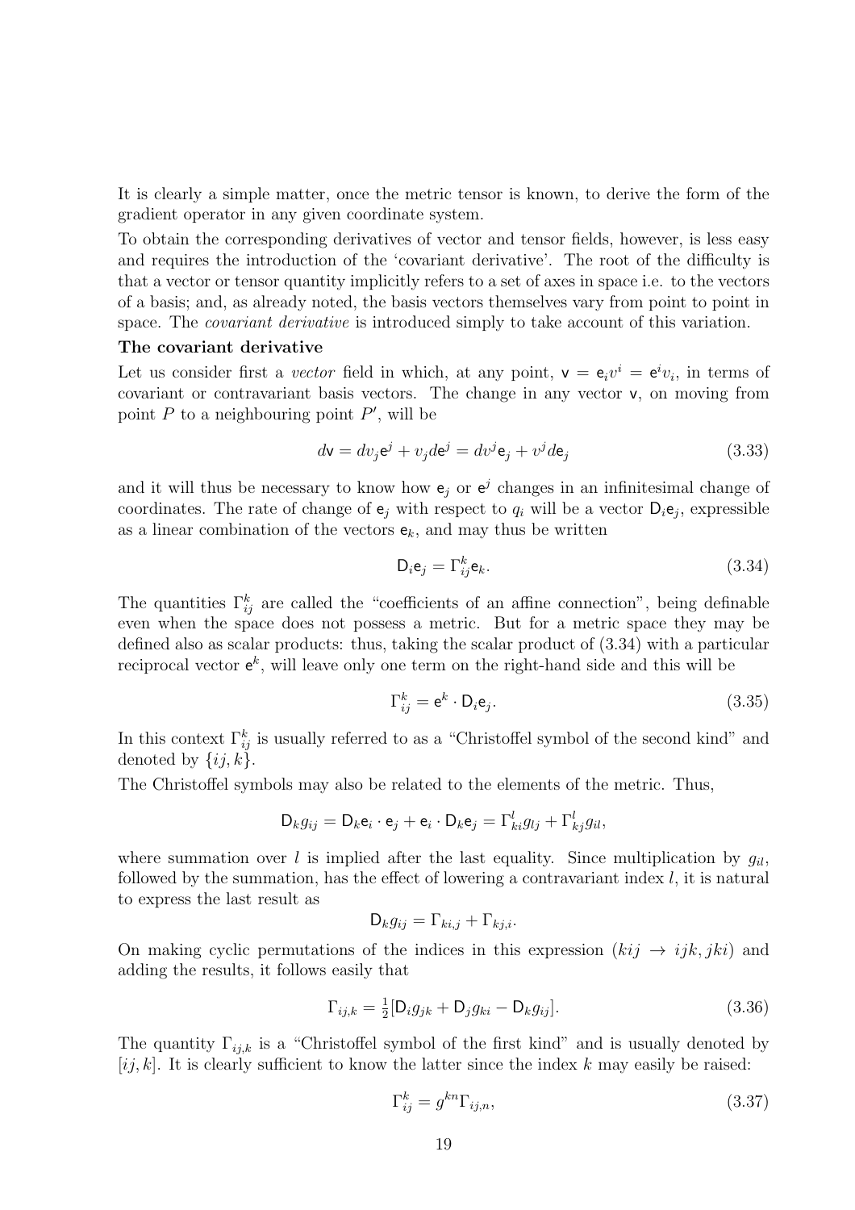It is clearly a simple matter, once the metric tensor is known, to derive the form of the gradient operator in any given coordinate system.

To obtain the corresponding derivatives of vector and tensor fields, however, is less easy and requires the introduction of the 'covariant derivative'. The root of the difficulty is that a vector or tensor quantity implicitly refers to a set of axes in space i.e. to the vectors of a basis; and, as already noted, the basis vectors themselves vary from point to point in space. The *covariant derivative* is introduced simply to take account of this variation.

**The covariant derivative**

Let us consider first a *vector* field in which, at any point, $\mathsf{v} = \mathsf{e}_i v^i = \mathsf{e}^i v_i$, in terms of covariant or contravariant basis vectors. The change in any vector $\mathsf{v}$, on moving from point $P$ to a neighbouring point $P'$, will be

$$d\mathsf{v} = dv_j \mathsf{e}^j + v_j d\mathsf{e}^j = dv^j \mathsf{e}_j + v^j d\mathsf{e}_j \tag{3.33}$$

and it will thus be necessary to know how $\mathsf{e}_j$ or $\mathsf{e}^j$ changes in an infinitesimal change of coordinates. The rate of change of $\mathsf{e}_j$ with respect to $q_i$ will be a vector $\mathsf{D}_i \mathsf{e}_j$, expressible as a linear combination of the vectors $\mathsf{e}_k$, and may thus be written

$$\mathsf{D}_i \mathsf{e}_j = \Gamma^k_{ij} \mathsf{e}_k. \tag{3.34}$$

The quantities $\Gamma^k_{ij}$ are called the "coefficients of an affine connection", being definable even when the space does not possess a metric. But for a metric space they may be defined also as scalar products: thus, taking the scalar product of (3.34) with a particular reciprocal vector $\mathsf{e}^k$, will leave only one term on the right-hand side and this will be

$$\Gamma^k_{ij} = \mathsf{e}^k \cdot \mathsf{D}_i \mathsf{e}_j. \tag{3.35}$$

In this context $\Gamma^k_{ij}$ is usually referred to as a "Christoffel symbol of the second kind" and denoted by $\{ij, k\}$.

The Christoffel symbols may also be related to the elements of the metric. Thus,

$$\mathsf{D}_k g_{ij} = \mathsf{D}_k \mathsf{e}_i \cdot \mathsf{e}_j + \mathsf{e}_i \cdot \mathsf{D}_k \mathsf{e}_j = \Gamma^l_{ki} g_{lj} + \Gamma^l_{kj} g_{il},$$

where summation over $l$ is implied after the last equality. Since multiplication by $g_{il}$, followed by the summation, has the effect of lowering a contravariant index $l$, it is natural to express the last result as

$$\mathsf{D}_k g_{ij} = \Gamma_{ki,j} + \Gamma_{kj,i}.$$

On making cyclic permutations of the indices in this expression ($kij \rightarrow ijk, jki$) and adding the results, it follows easily that

$$\Gamma_{ij,k} = \tfrac{1}{2}[\mathsf{D}_i g_{jk} + \mathsf{D}_j g_{ki} - \mathsf{D}_k g_{ij}]. \tag{3.36}$$

The quantity $\Gamma_{ij,k}$ is a "Christoffel symbol of the first kind" and is usually denoted by $[ij, k]$. It is clearly sufficient to know the latter since the index $k$ may easily be raised:

$$\Gamma^k_{ij} = g^{kn} \Gamma_{ij,n}, \tag{3.37}$$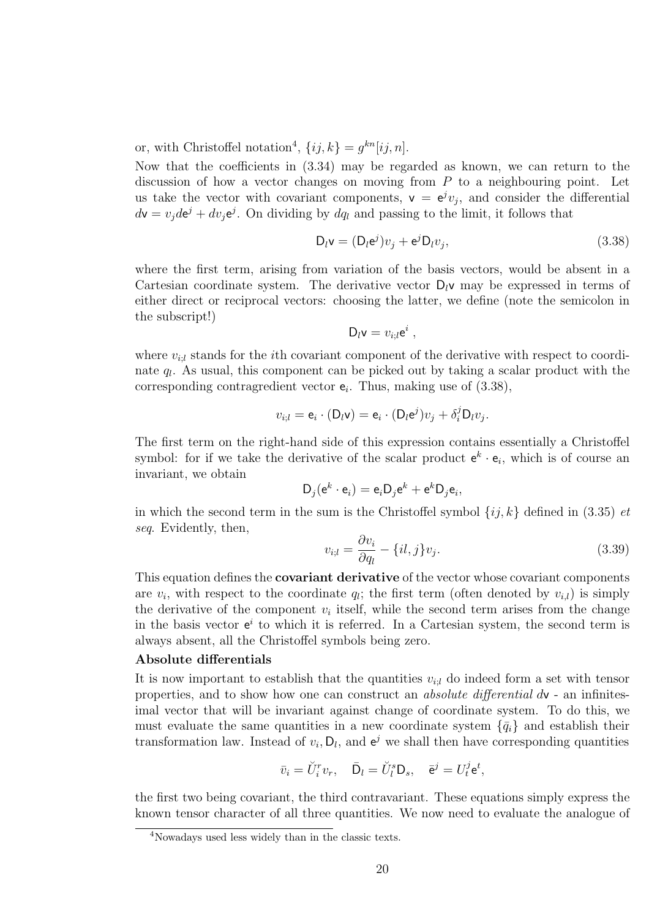or, with Christoffel notation[4], $\{ij,k\} = g^{kn}[ij,n]$.

Now that the coefficients in (3.34) may be regarded as known, we can return to the discussion of how a vector changes on moving from $P$ to a neighbouring point. Let us take the vector with covariant components, $\mathsf{v} = \mathsf{e}^j v_j$, and consider the differential $d\mathsf{v} = v_j d\mathsf{e}^j + dv_j \mathsf{e}^j$. On dividing by $dq_l$ and passing to the limit, it follows that

$$\mathsf{D}_l \mathsf{v} = (\mathsf{D}_l \mathsf{e}^j) v_j + \mathsf{e}^j \mathsf{D}_l v_j, \tag{3.38}$$

where the first term, arising from variation of the basis vectors, would be absent in a Cartesian coordinate system. The derivative vector $\mathsf{D}_l \mathsf{v}$ may be expressed in terms of either direct or reciprocal vectors: choosing the latter, we define (note the semicolon in the subscript!)

$$\mathsf{D}_l \mathsf{v} = v_{i;l} \mathsf{e}^i \ ,$$

where $v_{i;l}$ stands for the $i$th covariant component of the derivative with respect to coordinate $q_l$. As usual, this component can be picked out by taking a scalar product with the corresponding contragredient vector $\mathsf{e}_i$. Thus, making use of (3.38),

$$v_{i;l} = \mathsf{e}_i \cdot (\mathsf{D}_l \mathsf{v}) = \mathsf{e}_i \cdot (\mathsf{D}_l \mathsf{e}^j) v_j + \delta_i^j \mathsf{D}_l v_j.$$

The first term on the right-hand side of this expression contains essentially a Christoffel symbol: for if we take the derivative of the scalar product $\mathsf{e}^k \cdot \mathsf{e}_i$, which is of course an invariant, we obtain

$$\mathsf{D}_j(\mathsf{e}^k \cdot \mathsf{e}_i) = \mathsf{e}_i \mathsf{D}_j \mathsf{e}^k + \mathsf{e}^k \mathsf{D}_j \mathsf{e}_i,$$

in which the second term in the sum is the Christoffel symbol $\{ij,k\}$ defined in (3.35) *et seq*. Evidently, then,

$$v_{i;l} = \frac{\partial v_i}{\partial q_l} - \{il,j\} v_j. \tag{3.39}$$

This equation defines the **covariant derivative** of the vector whose covariant components are $v_i$, with respect to the coordinate $q_l$; the first term (often denoted by $v_{i,l}$) is simply the derivative of the component $v_i$ itself, while the second term arises from the change in the basis vector $\mathsf{e}^i$ to which it is referred. In a Cartesian system, the second term is always absent, all the Christoffel symbols being zero.

**Absolute differentials**

It is now important to establish that the quantities $v_{i;l}$ do indeed form a set with tensor properties, and to show how one can construct an *absolute differential* $d\mathsf{v}$ - an infinitesimal vector that will be invariant against change of coordinate system. To do this, we must evaluate the same quantities in a new coordinate system $\{\bar{q}_i\}$ and establish their transformation law. Instead of $v_i, \mathsf{D}_l$, and $\mathsf{e}^j$ we shall then have corresponding quantities

$$\bar{v}_i = \breve{U}_i^r v_r, \quad \bar{\mathsf{D}}_l = \breve{U}_l^s \mathsf{D}_s, \quad \bar{\mathsf{e}}^j = U_t^j \mathsf{e}^t,$$

the first two being covariant, the third contravariant. These equations simply express the known tensor character of all three quantities. We now need to evaluate the analogue of

[4] Nowadays used less widely than in the classic texts.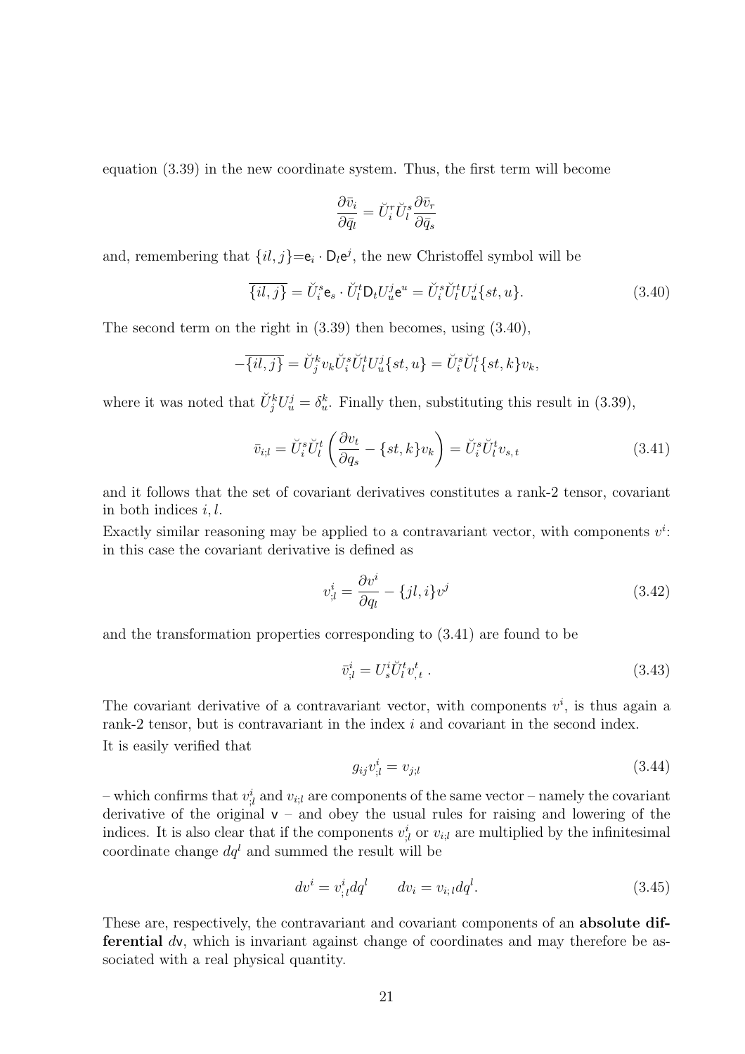equation (3.39) in the new coordinate system. Thus, the first term will become

$$\frac{\partial \bar{v}_i}{\partial \bar{q}_l} = \breve{U}_i^r \breve{U}_l^s \frac{\partial \bar{v}_r}{\partial \bar{q}_s}$$

and, remembering that $\{il, j\}$=$\mathsf{e}_i \cdot \mathsf{D}_l \mathsf{e}^j$, the new Christoffel symbol will be

$$\overline{\{il, j\}} = \breve{U}_i^s \mathsf{e}_s \cdot \breve{U}_l^t \mathsf{D}_t U_u^j \mathsf{e}^u = \breve{U}_i^s \breve{U}_l^t U_u^j \{st, u\}. \tag{3.40}$$

The second term on the right in (3.39) then becomes, using (3.40),

$$-\overline{\{il, j\}} = \breve{U}_j^k v_k \breve{U}_i^s \breve{U}_l^t U_u^j \{st, u\} = \breve{U}_i^s \breve{U}_l^t \{st, k\} v_k,$$

where it was noted that $\breve{U}_j^k U_u^j = \delta_u^k$. Finally then, substituting this result in (3.39),

$$\bar{v}_{i;l} = \breve{U}_i^s \breve{U}_l^t \left( \frac{\partial v_t}{\partial q_s} - \{st, k\} v_k \right) = \breve{U}_i^s \breve{U}_l^t v_{s,\,t} \tag{3.41}$$

and it follows that the set of covariant derivatives constitutes a rank-2 tensor, covariant in both indices $i, l$.

Exactly similar reasoning may be applied to a contravariant vector, with components $v^i$: in this case the covariant derivative is defined as

$$v^i_{;l} = \frac{\partial v^i}{\partial q_l} - \{jl, i\} v^j \tag{3.42}$$

and the transformation properties corresponding to (3.41) are found to be

$$\bar{v}^i_{;l} = U_s^i \breve{U}_l^t v^t_{,\,t}\;. \tag{3.43}$$

The covariant derivative of a contravariant vector, with components $v^i$, is thus again a rank-2 tensor, but is contravariant in the index $i$ and covariant in the second index.

It is easily verified that

$$g_{ij} v^i_{;l} = v_{j;l} \tag{3.44}$$

– which confirms that $v^i_{;l}$ and $v_{i;l}$ are components of the same vector – namely the covariant derivative of the original $\mathsf{v}$ – and obey the usual rules for raising and lowering of the indices. It is also clear that if the components $v^i_{;l}$ or $v_{i;l}$ are multiplied by the infinitesimal coordinate change $dq^l$ and summed the result will be

$$dv^i = v^i_{;\,l} dq^l \qquad dv_i = v_{i;\,l} dq^l. \tag{3.45}$$

These are, respectively, the contravariant and covariant components of an **absolute differential** $d\mathsf{v}$, which is invariant against change of coordinates and may therefore be associated with a real physical quantity.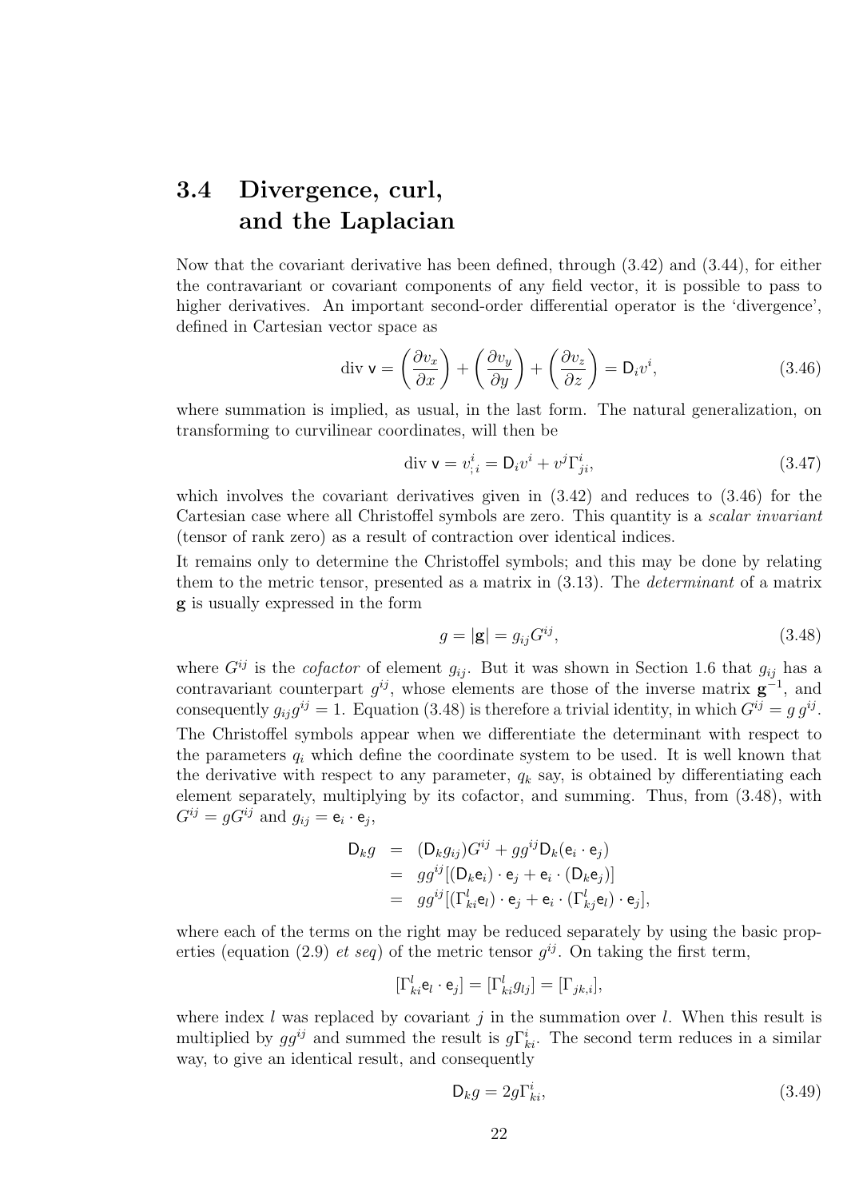## 3.4 Divergence, curl, and the Laplacian

Now that the covariant derivative has been defined, through (3.42) and (3.44), for either the contravariant or covariant components of any field vector, it is possible to pass to higher derivatives. An important second-order differential operator is the 'divergence', defined in Cartesian vector space as

$$\text{div } \mathsf{v} = \left(\frac{\partial v_x}{\partial x}\right) + \left(\frac{\partial v_y}{\partial y}\right) + \left(\frac{\partial v_z}{\partial z}\right) = \mathsf{D}_i v^i, \tag{3.46}$$

where summation is implied, as usual, in the last form. The natural generalization, on transforming to curvilinear coordinates, will then be

$$\text{div } \mathsf{v} = v^i_{;i} = \mathsf{D}_i v^i + v^j \Gamma^i_{ji}, \tag{3.47}$$

which involves the covariant derivatives given in (3.42) and reduces to (3.46) for the Cartesian case where all Christoffel symbols are zero. This quantity is a *scalar invariant* (tensor of rank zero) as a result of contraction over identical indices.

It remains only to determine the Christoffel symbols; and this may be done by relating them to the metric tensor, presented as a matrix in (3.13). The *determinant* of a matrix $\mathbf{g}$ is usually expressed in the form

$$g = |\mathbf{g}| = g_{ij} G^{ij}, \tag{3.48}$$

where $G^{ij}$ is the *cofactor* of element $g_{ij}$. But it was shown in Section 1.6 that $g_{ij}$ has a contravariant counterpart $g^{ij}$, whose elements are those of the inverse matrix $\mathbf{g}^{-1}$, and consequently $g_{ij} g^{ij} = 1$. Equation (3.48) is therefore a trivial identity, in which $G^{ij} = g\, g^{ij}$.

The Christoffel symbols appear when we differentiate the determinant with respect to the parameters $q_i$ which define the coordinate system to be used. It is well known that the derivative with respect to any parameter, $q_k$ say, is obtained by differentiating each element separately, multiplying by its cofactor, and summing. Thus, from (3.48), with $G^{ij} = gG^{ij}$ and $g_{ij} = \mathsf{e}_i \cdot \mathsf{e}_j$,

$$\begin{aligned}
\mathsf{D}_k g &= (\mathsf{D}_k g_{ij}) G^{ij} + g g^{ij} \mathsf{D}_k (\mathsf{e}_i \cdot \mathsf{e}_j) \\
&= g g^{ij} [(\mathsf{D}_k \mathsf{e}_i) \cdot \mathsf{e}_j + \mathsf{e}_i \cdot (\mathsf{D}_k \mathsf{e}_j)] \\
&= g g^{ij} [(\Gamma^l_{ki} \mathsf{e}_l) \cdot \mathsf{e}_j + \mathsf{e}_i \cdot (\Gamma^l_{kj} \mathsf{e}_l) \cdot \mathsf{e}_j],
\end{aligned}$$

where each of the terms on the right may be reduced separately by using the basic properties (equation (2.9) *et seq*) of the metric tensor $g^{ij}$. On taking the first term,

$$[\Gamma^l_{ki} \mathsf{e}_l \cdot \mathsf{e}_j] = [\Gamma^l_{ki} g_{lj}] = [\Gamma_{jk,i}],$$

where index $l$ was replaced by covariant $j$ in the summation over $l$. When this result is multiplied by $gg^{ij}$ and summed the result is $g\Gamma^i_{ki}$. The second term reduces in a similar way, to give an identical result, and consequently

$$\mathsf{D}_k g = 2g\Gamma^i_{ki}, \tag{3.49}$$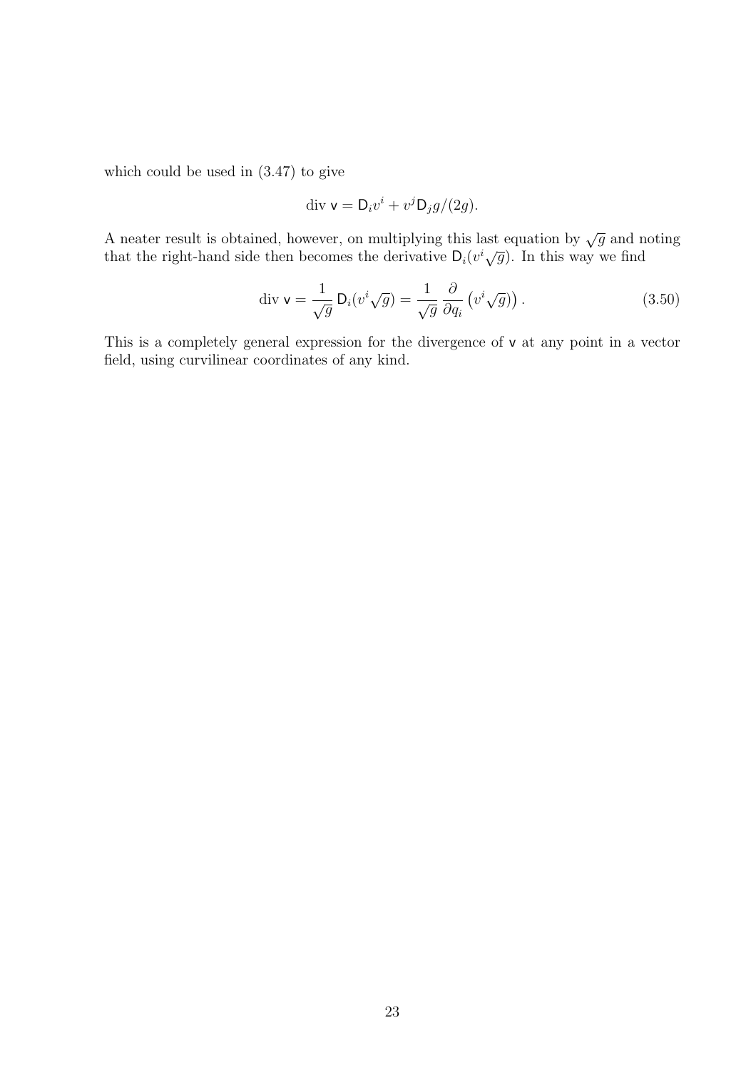which could be used in (3.47) to give

$$\text{div}\ \mathsf{v} = \mathsf{D}_i v^i + v^j \mathsf{D}_j g/(2g).$$

A neater result is obtained, however, on multiplying this last equation by $\sqrt{g}$ and noting that the right-hand side then becomes the derivative $\mathsf{D}_i(v^i\sqrt{g})$. In this way we find

$$\text{div}\ \mathsf{v} = \frac{1}{\sqrt{g}}\,\mathsf{D}_i(v^i\sqrt{g}) = \frac{1}{\sqrt{g}}\,\frac{\partial}{\partial q_i}\left(v^i\sqrt{g})\right). \tag{3.50}$$

This is a completely general expression for the divergence of $\mathsf{v}$ at any point in a vector field, using curvilinear coordinates of any kind.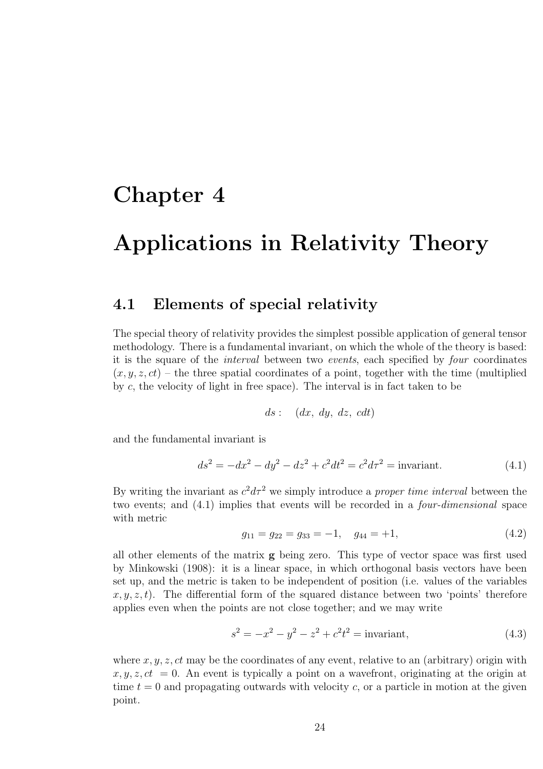# Chapter 4

# Applications in Relativity Theory

## 4.1 Elements of special relativity

The special theory of relativity provides the simplest possible application of general tensor methodology. There is a fundamental invariant, on which the whole of the theory is based: it is the square of the *interval* between two *events*, each specified by *four* coordinates $(x, y, z, ct)$ – the three spatial coordinates of a point, together with the time (multiplied by $c$, the velocity of light in free space). The interval is in fact taken to be

$$ds : \quad (dx,\ dy,\ dz,\ cdt)$$

and the fundamental invariant is

$$ds^2 = -dx^2 - dy^2 - dz^2 + c^2dt^2 = c^2d\tau^2 = \text{invariant}. \tag{4.1}$$

By writing the invariant as $c^2d\tau^2$ we simply introduce a *proper time interval* between the two events; and (4.1) implies that events will be recorded in a *four-dimensional* space with metric

$$g_{11} = g_{22} = g_{33} = -1, \quad g_{44} = +1, \tag{4.2}$$

all other elements of the matrix $\mathbf{g}$ being zero. This type of vector space was first used by Minkowski (1908): it is a linear space, in which orthogonal basis vectors have been set up, and the metric is taken to be independent of position (i.e. values of the variables $x, y, z, t$). The differential form of the squared distance between two 'points' therefore applies even when the points are not close together; and we may write

$$s^2 = -x^2 - y^2 - z^2 + c^2t^2 = \text{invariant}, \tag{4.3}$$

where $x, y, z, ct$ may be the coordinates of any event, relative to an (arbitrary) origin with $x, y, z, ct\ = 0$. An event is typically a point on a wavefront, originating at the origin at time $t = 0$ and propagating outwards with velocity $c$, or a particle in motion at the given point.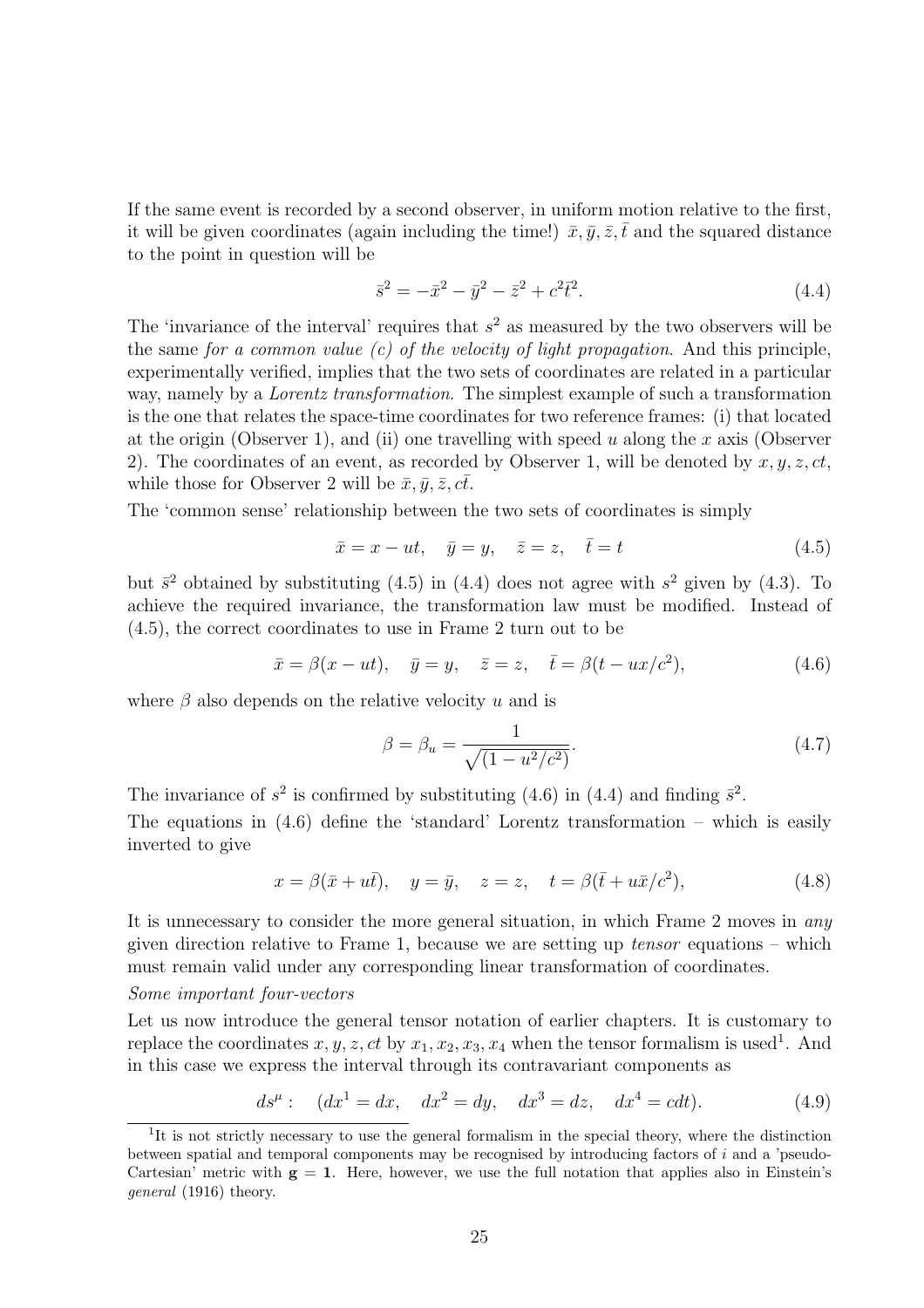If the same event is recorded by a second observer, in uniform motion relative to the first, it will be given coordinates (again including the time!) $\bar{x}, \bar{y}, \bar{z}, \bar{t}$ and the squared distance to the point in question will be

$$\bar{s}^2 = -\bar{x}^2 - \bar{y}^2 - \bar{z}^2 + c^2\bar{t}^2. \tag{4.4}$$

The 'invariance of the interval' requires that $s^2$ as measured by the two observers will be the same *for a common value (c) of the velocity of light propagation*. And this principle, experimentally verified, implies that the two sets of coordinates are related in a particular way, namely by a *Lorentz transformation*. The simplest example of such a transformation is the one that relates the space-time coordinates for two reference frames: (i) that located at the origin (Observer 1), and (ii) one travelling with speed $u$ along the $x$ axis (Observer 2). The coordinates of an event, as recorded by Observer 1, will be denoted by $x, y, z, ct$, while those for Observer 2 will be $\bar{x}, \bar{y}, \bar{z}, c\bar{t}$.

The 'common sense' relationship between the two sets of coordinates is simply

$$\bar{x} = x - ut, \quad \bar{y} = y, \quad \bar{z} = z, \quad \bar{t} = t \tag{4.5}$$

but $\bar{s}^2$ obtained by substituting (4.5) in (4.4) does not agree with $s^2$ given by (4.3). To achieve the required invariance, the transformation law must be modified. Instead of (4.5), the correct coordinates to use in Frame 2 turn out to be

$$\bar{x} = \beta(x - ut), \quad \bar{y} = y, \quad \bar{z} = z, \quad \bar{t} = \beta(t - ux/c^2), \tag{4.6}$$

where $\beta$ also depends on the relative velocity $u$ and is

$$\beta = \beta_u = \frac{1}{\sqrt{(1 - u^2/c^2)}}. \tag{4.7}$$

The invariance of $s^2$ is confirmed by substituting (4.6) in (4.4) and finding $\bar{s}^2$.

The equations in (4.6) define the 'standard' Lorentz transformation – which is easily inverted to give

$$x = \beta(\bar{x} + u\bar{t}), \quad y = \bar{y}, \quad z = z, \quad t = \beta(\bar{t} + u\bar{x}/c^2), \tag{4.8}$$

It is unnecessary to consider the more general situation, in which Frame 2 moves in *any* given direction relative to Frame 1, because we are setting up *tensor* equations – which must remain valid under any corresponding linear transformation of coordinates.

*Some important four-vectors*

Let us now introduce the general tensor notation of earlier chapters. It is customary to replace the coordinates $x, y, z, ct$ by $x_1, x_2, x_3, x_4$ when the tensor formalism is used[1]. And in this case we express the interval through its contravariant components as

$$ds^\mu : \quad (dx^1 = dx, \quad dx^2 = dy, \quad dx^3 = dz, \quad dx^4 = cdt). \tag{4.9}$$

[1] It is not strictly necessary to use the general formalism in the special theory, where the distinction between spatial and temporal components may be recognised by introducing factors of $i$ and a 'pseudo-Cartesian' metric with $\mathbf{g} = \mathbf{1}$. Here, however, we use the full notation that applies also in Einstein's *general* (1916) theory.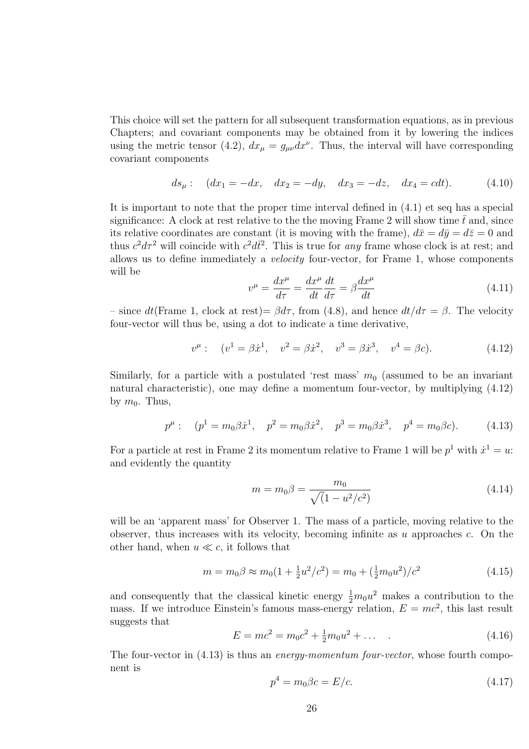This choice will set the pattern for all subsequent transformation equations, as in previous Chapters; and covariant components may be obtained from it by lowering the indices using the metric tensor (4.2), $dx_\mu = g_{\mu\nu}dx^\nu$. Thus, the interval will have corresponding covariant components

$$ds_\mu : \quad (dx_1 = -dx, \quad dx_2 = -dy, \quad dx_3 = -dz, \quad dx_4 = cdt). \tag{4.10}$$

It is important to note that the proper time interval defined in (4.1) et seq has a special significance: A clock at rest relative to the the moving Frame 2 will show time $\bar{t}$ and, since its relative coordinates are constant (it is moving with the frame), $d\bar{x} = d\bar{y} = d\bar{z} = 0$ and thus $c^2d\tau^2$ will coincide with $c^2d\bar{t}^2$. This is true for *any* frame whose clock is at rest; and allows us to define immediately a *velocity* four-vector, for Frame 1, whose components will be

$$v^\mu = \frac{dx^\mu}{d\tau} = \frac{dx^\mu}{dt}\frac{dt}{d\tau} = \beta\frac{dx^\mu}{dt} \tag{4.11}$$

– since $dt$(Frame 1, clock at rest)$= \beta d\tau$, from (4.8), and hence $dt/d\tau = \beta$. The velocity four-vector will thus be, using a dot to indicate a time derivative,

$$v^\mu : \quad (v^1 = \beta\dot{x}^1, \quad v^2 = \beta\dot{x}^2, \quad v^3 = \beta\dot{x}^3, \quad v^4 = \beta c). \tag{4.12}$$

Similarly, for a particle with a postulated 'rest mass' $m_0$ (assumed to be an invariant natural characteristic), one may define a momentum four-vector, by multiplying (4.12) by $m_0$. Thus,

$$p^\mu : \quad (p^1 = m_0\beta\dot{x}^1, \quad p^2 = m_0\beta\dot{x}^2, \quad p^3 = m_0\beta\dot{x}^3, \quad p^4 = m_0\beta c). \tag{4.13}$$

For a particle at rest in Frame 2 its momentum relative to Frame 1 will be $p^1$ with $\dot{x}^1 = u$: and evidently the quantity

$$m = m_0\beta = \frac{m_0}{\sqrt{(1 - u^2/c^2)}} \tag{4.14}$$

will be an 'apparent mass' for Observer 1. The mass of a particle, moving relative to the observer, thus increases with its velocity, becoming infinite as $u$ approaches $c$. On the other hand, when $u \ll c$, it follows that

$$m = m_0\beta \approx m_0(1 + \tfrac{1}{2}u^2/c^2) = m_0 + (\tfrac{1}{2}m_0u^2)/c^2 \tag{4.15}$$

and consequently that the classical kinetic energy $\frac{1}{2}m_0u^2$ makes a contribution to the mass. If we introduce Einstein's famous mass-energy relation, $E = mc^2$, this last result suggests that

$$E = mc^2 = m_0c^2 + \tfrac{1}{2}m_0u^2 + \ldots \quad . \tag{4.16}$$

The four-vector in (4.13) is thus an *energy-momentum four-vector*, whose fourth component is

$$p^4 = m_0\beta c = E/c. \tag{4.17}$$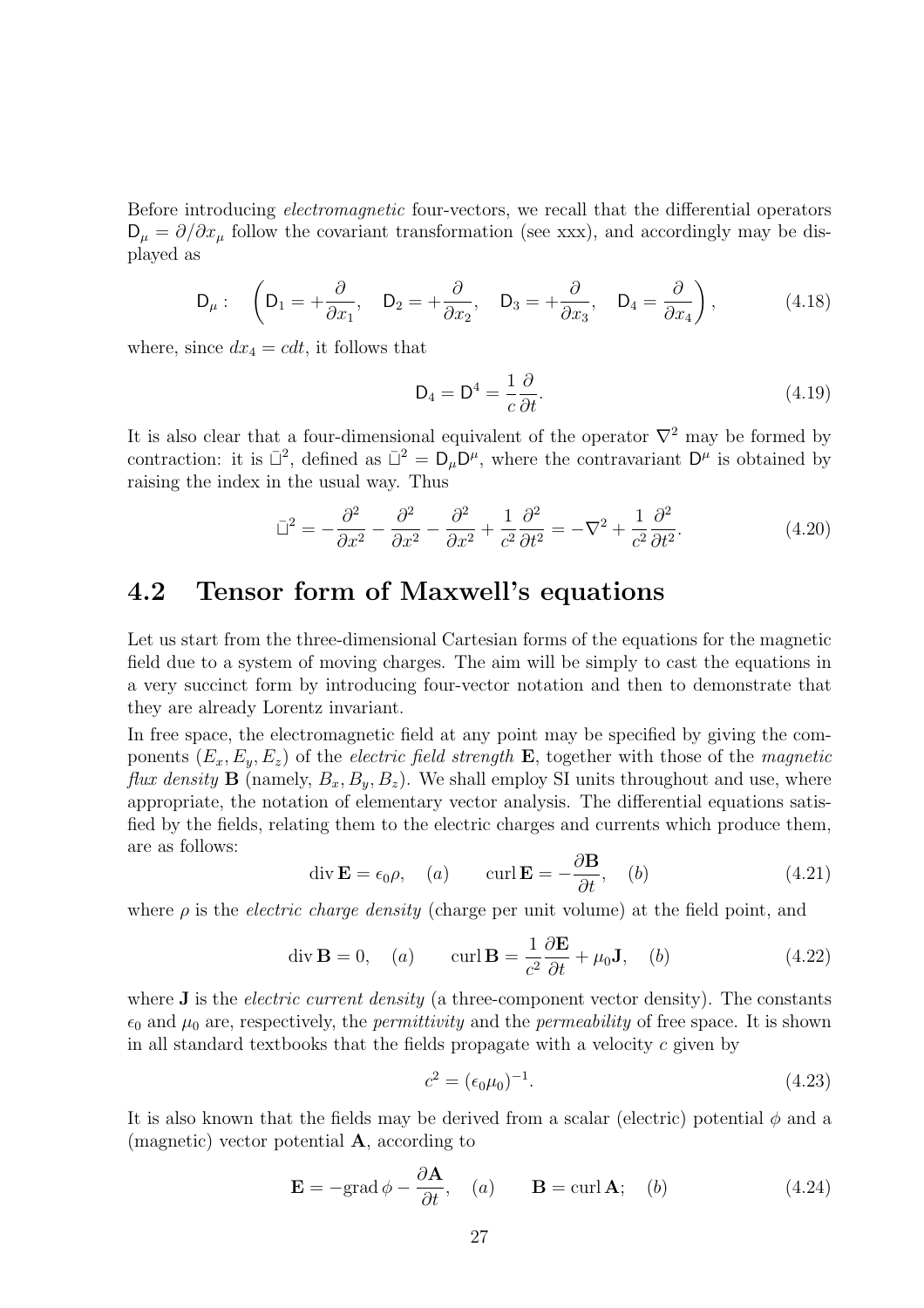Before introducing *electromagnetic* four-vectors, we recall that the differential operators $\mathsf{D}_\mu = \partial/\partial x_\mu$ follow the covariant transformation (see xxx), and accordingly may be displayed as

$$\mathsf{D}_\mu : \quad \left( \mathsf{D}_1 = +\frac{\partial}{\partial x_1}, \quad \mathsf{D}_2 = +\frac{\partial}{\partial x_2}, \quad \mathsf{D}_3 = +\frac{\partial}{\partial x_3}, \quad \mathsf{D}_4 = \frac{\partial}{\partial x_4} \right), \tag{4.18}$$

where, since $dx_4 = cdt$, it follows that

$$\mathsf{D}_4 = \mathsf{D}^4 = \frac{1}{c}\frac{\partial}{\partial t}. \tag{4.19}$$

It is also clear that a four-dimensional equivalent of the operator $\nabla^2$ may be formed by contraction: it is $\bar{\Box}^2$, defined as $\bar{\Box}^2 = \mathsf{D}_\mu \mathsf{D}^\mu$, where the contravariant $\mathsf{D}^\mu$ is obtained by raising the index in the usual way. Thus

$$\bar{\Box}^2 = -\frac{\partial^2}{\partial x^2} - \frac{\partial^2}{\partial x^2} - \frac{\partial^2}{\partial x^2} + \frac{1}{c^2}\frac{\partial^2}{\partial t^2} = -\nabla^2 + \frac{1}{c^2}\frac{\partial^2}{\partial t^2}. \tag{4.20}$$

## 4.2 Tensor form of Maxwell's equations

Let us start from the three-dimensional Cartesian forms of the equations for the magnetic field due to a system of moving charges. The aim will be simply to cast the equations in a very succinct form by introducing four-vector notation and then to demonstrate that they are already Lorentz invariant.

In free space, the electromagnetic field at any point may be specified by giving the components $(E_x, E_y, E_z)$ of the *electric field strength* $\mathbf{E}$, together with those of the *magnetic flux density* $\mathbf{B}$ (namely, $B_x, B_y, B_z$). We shall employ SI units throughout and use, where appropriate, the notation of elementary vector analysis. The differential equations satisfied by the fields, relating them to the electric charges and currents which produce them, are as follows:

$$\operatorname{div}\mathbf{E} = \epsilon_0 \rho, \quad (a) \qquad \operatorname{curl}\mathbf{E} = -\frac{\partial \mathbf{B}}{\partial t}, \quad (b) \tag{4.21}$$

where $\rho$ is the *electric charge density* (charge per unit volume) at the field point, and

$$\operatorname{div}\mathbf{B} = 0, \quad (a) \qquad \operatorname{curl}\mathbf{B} = \frac{1}{c^2}\frac{\partial \mathbf{E}}{\partial t} + \mu_0 \mathbf{J}, \quad (b) \tag{4.22}$$

where $\mathbf{J}$ is the *electric current density* (a three-component vector density). The constants $\epsilon_0$ and $\mu_0$ are, respectively, the *permittivity* and the *permeability* of free space. It is shown in all standard textbooks that the fields propagate with a velocity $c$ given by

$$c^2 = (\epsilon_0 \mu_0)^{-1}. \tag{4.23}$$

It is also known that the fields may be derived from a scalar (electric) potential $\phi$ and a (magnetic) vector potential $\mathbf{A}$, according to

$$\mathbf{E} = -\operatorname{grad}\phi - \frac{\partial \mathbf{A}}{\partial t}, \quad (a) \qquad \mathbf{B} = \operatorname{curl}\mathbf{A}; \quad (b) \tag{4.24}$$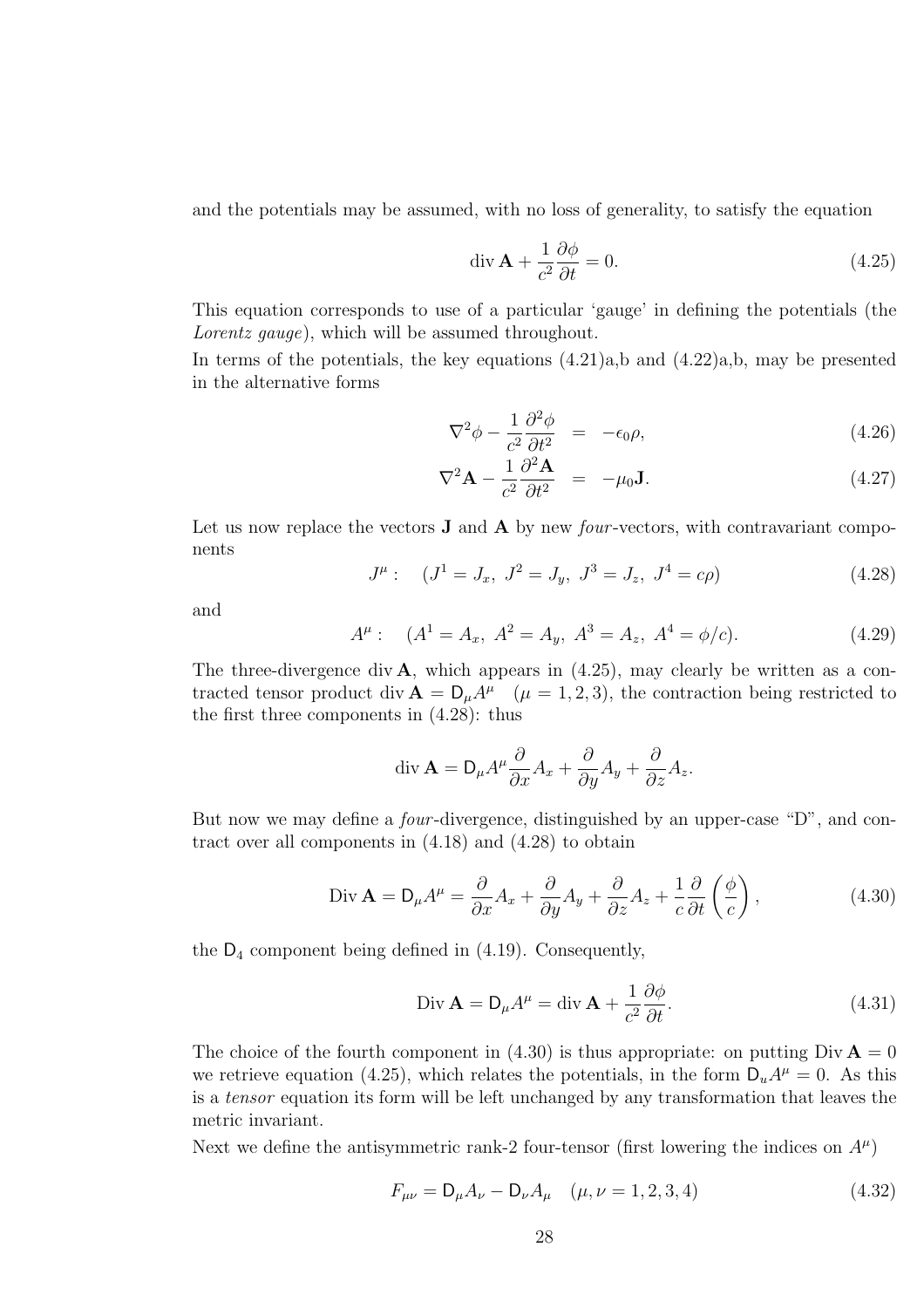and the potentials may be assumed, with no loss of generality, to satisfy the equation

$$\text{div}\,\mathbf{A} + \frac{1}{c^2}\frac{\partial \phi}{\partial t} = 0. \tag{4.25}$$

This equation corresponds to use of a particular 'gauge' in defining the potentials (the *Lorentz gauge*), which will be assumed throughout.

In terms of the potentials, the key equations (4.21)a,b and (4.22)a,b, may be presented in the alternative forms

$$\nabla^2\phi - \frac{1}{c^2}\frac{\partial^2 \phi}{\partial t^2} = -\epsilon_0 \rho, \tag{4.26}$$

$$\nabla^2\mathbf{A} - \frac{1}{c^2}\frac{\partial^2 \mathbf{A}}{\partial t^2} = -\mu_0 \mathbf{J}. \tag{4.27}$$

Let us now replace the vectors $\mathbf{J}$ and $\mathbf{A}$ by new *four*-vectors, with contravariant components

$$J^\mu : \quad (J^1 = J_x,\ J^2 = J_y,\ J^3 = J_z,\ J^4 = c\rho) \tag{4.28}$$

and

$$A^\mu : \quad (A^1 = A_x,\ A^2 = A_y,\ A^3 = A_z,\ A^4 = \phi/c). \tag{4.29}$$

The three-divergence $\text{div}\,\mathbf{A}$, which appears in (4.25), may clearly be written as a contracted tensor product $\text{div}\,\mathbf{A} = \mathsf{D}_\mu A^\mu \quad (\mu = 1,2,3)$, the contraction being restricted to the first three components in (4.28): thus

$$\text{div}\,\mathbf{A} = \mathsf{D}_\mu A^\mu \frac{\partial}{\partial x}A_x + \frac{\partial}{\partial y}A_y + \frac{\partial}{\partial z}A_z.$$

But now we may define a *four*-divergence, distinguished by an upper-case "D", and contract over all components in (4.18) and (4.28) to obtain

$$\text{Div}\,\mathbf{A} = \mathsf{D}_\mu A^\mu = \frac{\partial}{\partial x}A_x + \frac{\partial}{\partial y}A_y + \frac{\partial}{\partial z}A_z + \frac{1}{c}\frac{\partial}{\partial t}\left(\frac{\phi}{c}\right), \tag{4.30}$$

the $\mathsf{D}_4$ component being defined in (4.19). Consequently,

$$\text{Div}\,\mathbf{A} = \mathsf{D}_\mu A^\mu = \text{div}\,\mathbf{A} + \frac{1}{c^2}\frac{\partial \phi}{\partial t}. \tag{4.31}$$

The choice of the fourth component in (4.30) is thus appropriate: on putting $\text{Div}\,\mathbf{A} = 0$ we retrieve equation (4.25), which relates the potentials, in the form $\mathsf{D}_u A^\mu = 0$. As this is a *tensor* equation its form will be left unchanged by any transformation that leaves the metric invariant.

Next we define the antisymmetric rank-2 four-tensor (first lowering the indices on $A^\mu$)

$$F_{\mu\nu} = \mathsf{D}_\mu A_\nu - \mathsf{D}_\nu A_\mu \quad (\mu, \nu = 1,2,3,4) \tag{4.32}$$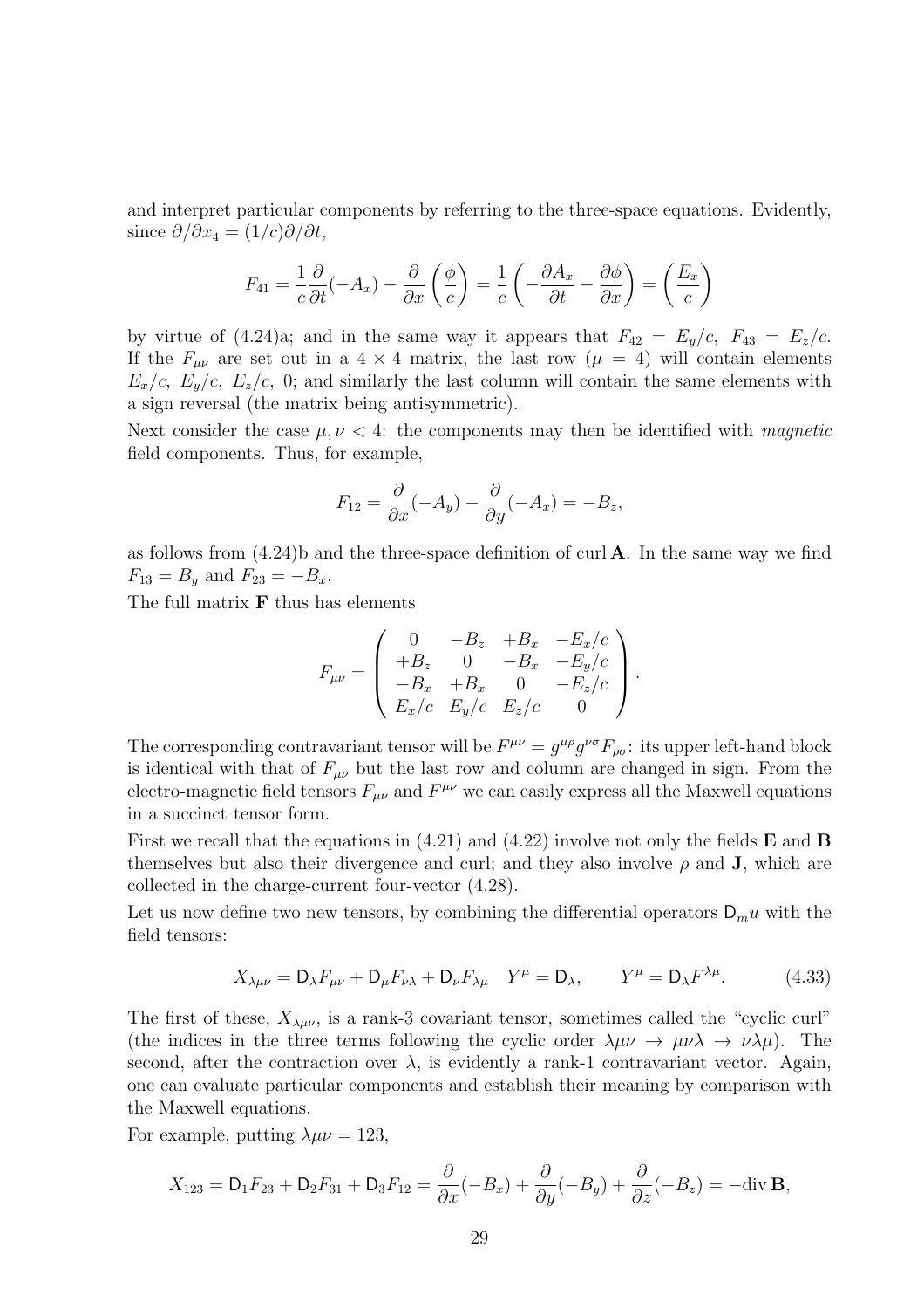and interpret particular components by referring to the three-space equations. Evidently, since $\partial/\partial x_4 = (1/c)\partial/\partial t$,

$$F_{41} = \frac{1}{c}\frac{\partial}{\partial t}(-A_x) - \frac{\partial}{\partial x}\left(\frac{\phi}{c}\right) = \frac{1}{c}\left(-\frac{\partial A_x}{\partial t} - \frac{\partial \phi}{\partial x}\right) = \left(\frac{E_x}{c}\right)$$

by virtue of (4.24)a; and in the same way it appears that $F_{42} = E_y/c$, $F_{43} = E_z/c$. If the $F_{\mu\nu}$ are set out in a $4 \times 4$ matrix, the last row ($\mu = 4$) will contain elements $E_x/c$, $E_y/c$, $E_z/c$, 0; and similarly the last column will contain the same elements with a sign reversal (the matrix being antisymmetric).

Next consider the case $\mu, \nu < 4$: the components may then be identified with *magnetic* field components. Thus, for example,

$$F_{12} = \frac{\partial}{\partial x}(-A_y) - \frac{\partial}{\partial y}(-A_x) = -B_z,$$

as follows from (4.24)b and the three-space definition of curl $\mathbf{A}$. In the same way we find $F_{13} = B_y$ and $F_{23} = -B_x$.

The full matrix $\mathbf{F}$ thus has elements

$$F_{\mu\nu} = \begin{pmatrix} 0 & -B_z & +B_x & -E_x/c \\ +B_z & 0 & -B_x & -E_y/c \\ -B_x & +B_x & 0 & -E_z/c \\ E_x/c & E_y/c & E_z/c & 0 \end{pmatrix}.$$

The corresponding contravariant tensor will be $F^{\mu\nu} = g^{\mu\rho}g^{\nu\sigma}F_{\rho\sigma}$: its upper left-hand block is identical with that of $F_{\mu\nu}$ but the last row and column are changed in sign. From the electro-magnetic field tensors $F_{\mu\nu}$ and $F^{\mu\nu}$ we can easily express all the Maxwell equations in a succinct tensor form.

First we recall that the equations in (4.21) and (4.22) involve not only the fields $\mathbf{E}$ and $\mathbf{B}$ themselves but also their divergence and curl; and they also involve $\rho$ and $\mathbf{J}$, which are collected in the charge-current four-vector (4.28).

Let us now define two new tensors, by combining the differential operators $\mathsf{D}_m u$ with the field tensors:

$$X_{\lambda\mu\nu} = \mathsf{D}_\lambda F_{\mu\nu} + \mathsf{D}_\mu F_{\nu\lambda} + \mathsf{D}_\nu F_{\lambda\mu} \quad Y^\mu = \mathsf{D}_\lambda, \qquad Y^\mu = \mathsf{D}_\lambda F^{\lambda\mu}. \tag{4.33}$$

The first of these, $X_{\lambda\mu\nu}$, is a rank-3 covariant tensor, sometimes called the "cyclic curl" (the indices in the three terms following the cyclic order $\lambda\mu\nu \rightarrow \mu\nu\lambda \rightarrow \nu\lambda\mu$). The second, after the contraction over $\lambda$, is evidently a rank-1 contravariant vector. Again, one can evaluate particular components and establish their meaning by comparison with the Maxwell equations.

For example, putting $\lambda\mu\nu = 123$,

$$X_{123} = \mathsf{D}_1 F_{23} + \mathsf{D}_2 F_{31} + \mathsf{D}_3 F_{12} = \frac{\partial}{\partial x}(-B_x) + \frac{\partial}{\partial y}(-B_y) + \frac{\partial}{\partial z}(-B_z) = -\mathrm{div}\,\mathbf{B},$$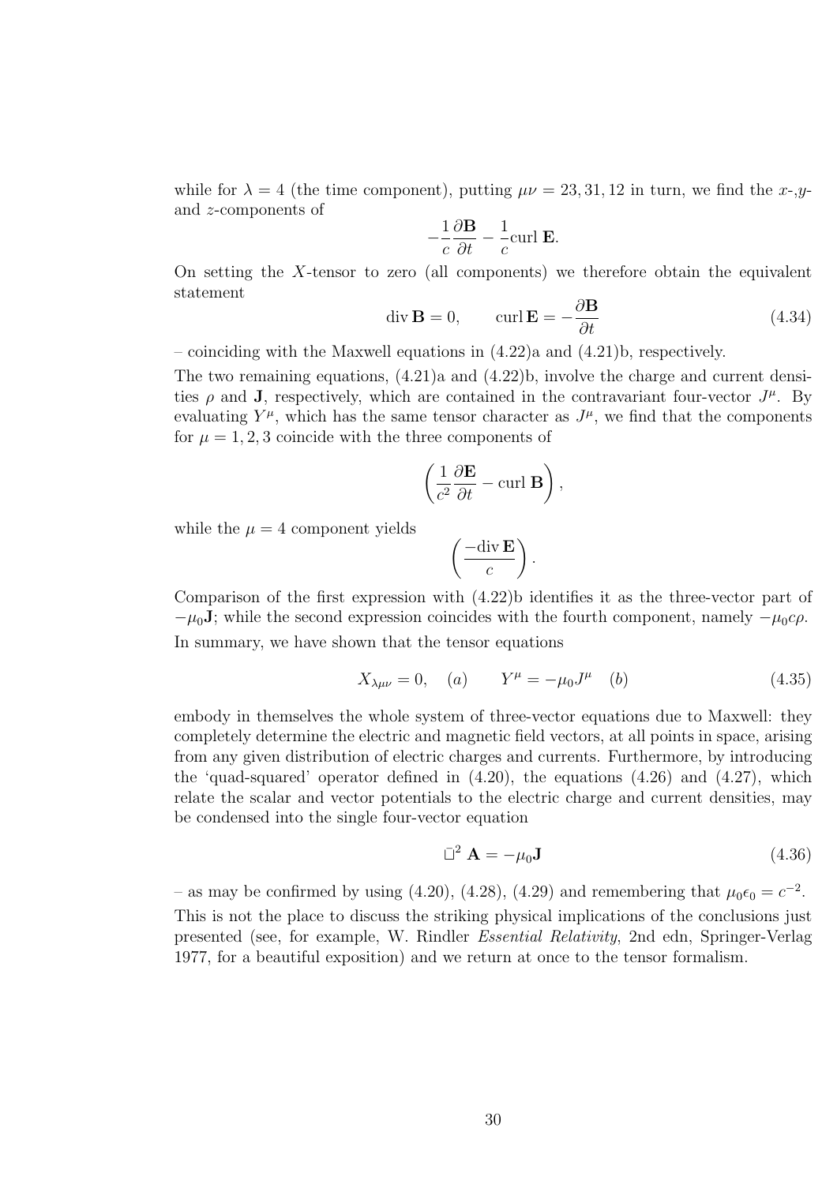while for $\lambda = 4$ (the time component), putting $\mu\nu = 23, 31, 12$ in turn, we find the $x$-,$y$- and $z$-components of

$$-\frac{1}{c}\frac{\partial \mathbf{B}}{\partial t} - \frac{1}{c}\text{curl }\mathbf{E}.$$

On setting the $X$-tensor to zero (all components) we therefore obtain the equivalent statement

$$\text{div }\mathbf{B} = 0, \qquad \text{curl }\mathbf{E} = -\frac{\partial \mathbf{B}}{\partial t} \tag{4.34}$$

– coinciding with the Maxwell equations in (4.22)a and (4.21)b, respectively.

The two remaining equations, (4.21)a and (4.22)b, involve the charge and current densities $\rho$ and $\mathbf{J}$, respectively, which are contained in the contravariant four-vector $J^\mu$. By evaluating $Y^\mu$, which has the same tensor character as $J^\mu$, we find that the components for $\mu = 1, 2, 3$ coincide with the three components of

$$\left(\frac{1}{c^2}\frac{\partial \mathbf{E}}{\partial t} - \text{curl }\mathbf{B}\right),$$

while the $\mu = 4$ component yields

$$\left(\frac{-\text{div }\mathbf{E}}{c}\right).$$

Comparison of the first expression with (4.22)b identifies it as the three-vector part of $-\mu_0\mathbf{J}$; while the second expression coincides with the fourth component, namely $-\mu_0 c\rho$.

In summary, we have shown that the tensor equations

$$X_{\lambda\mu\nu} = 0, \quad (a) \qquad Y^\mu = -\mu_0 J^\mu \quad (b) \tag{4.35}$$

embody in themselves the whole system of three-vector equations due to Maxwell: they completely determine the electric and magnetic field vectors, at all points in space, arising from any given distribution of electric charges and currents. Furthermore, by introducing the 'quad-squared' operator defined in (4.20), the equations (4.26) and (4.27), which relate the scalar and vector potentials to the electric charge and current densities, may be condensed into the single four-vector equation

$$\Box^2\ \mathbf{A} = -\mu_0\mathbf{J} \tag{4.36}$$

– as may be confirmed by using (4.20), (4.28), (4.29) and remembering that $\mu_0\epsilon_0 = c^{-2}$.

This is not the place to discuss the striking physical implications of the conclusions just presented (see, for example, W. Rindler *Essential Relativity*, 2nd edn, Springer-Verlag 1977, for a beautiful exposition) and we return at once to the tensor formalism.